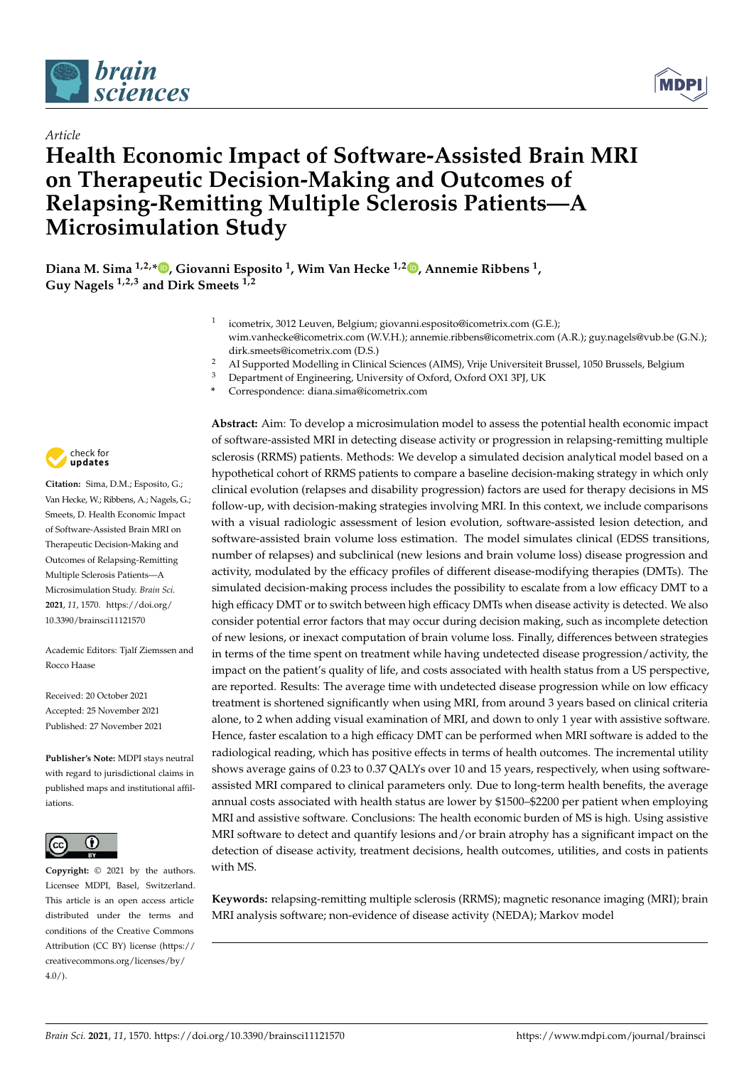*Article*

# Health Economic Impact of Software-Assisted Brain MRI on Therapeutic Decision-Making and Outcomes of Relapsing-Remitting Multiple Sclerosis Patients—A Microsimulation Study

**Diana M. Sima [1,2,*], Giovanni Esposito [1], Wim Van Hecke [1,2], Annemie Ribbens [1], Guy Nagels [1,2,3] and Dirk Smeets [1,2]**

[1] icometrix, 3012 Leuven, Belgium; giovanni.esposito@icometrix.com (G.E.); wim.vanhecke@icometrix.com (W.V.H.); annemie.ribbens@icometrix.com (A.R.); guy.nagels@vub.be (G.N.); dirk.smeets@icometrix.com (D.S.)

[2] AI Supported Modelling in Clinical Sciences (AIMS), Vrije Universiteit Brussel, 1050 Brussels, Belgium

[3] Department of Engineering, University of Oxford, Oxford OX1 3PJ, UK

[*] Correspondence: diana.sima@icometrix.com

**Citation:** Sima, D.M.; Esposito, G.; Van Hecke, W.; Ribbens, A.; Nagels, G.; Smeets, D. Health Economic Impact of Software-Assisted Brain MRI on Therapeutic Decision-Making and Outcomes of Relapsing-Remitting Multiple Sclerosis Patients—A Microsimulation Study. *Brain Sci.* **2021**, *11*, 1570. https://doi.org/10.3390/brainsci11121570

Academic Editors: Tjalf Ziemssen and Rocco Haase

Received: 20 October 2021
Accepted: 25 November 2021
Published: 27 November 2021

**Publisher's Note:** MDPI stays neutral with regard to jurisdictional claims in published maps and institutional affiliations.

**Copyright:** © 2021 by the authors. Licensee MDPI, Basel, Switzerland. This article is an open access article distributed under the terms and conditions of the Creative Commons Attribution (CC BY) license (https://creativecommons.org/licenses/by/4.0/).

**Abstract:** Aim: To develop a microsimulation model to assess the potential health economic impact of software-assisted MRI in detecting disease activity or progression in relapsing-remitting multiple sclerosis (RRMS) patients. Methods: We develop a simulated decision analytical model based on a hypothetical cohort of RRMS patients to compare a baseline decision-making strategy in which only clinical evolution (relapses and disability progression) factors are used for therapy decisions in MS follow-up, with decision-making strategies involving MRI. In this context, we include comparisons with a visual radiologic assessment of lesion evolution, software-assisted lesion detection, and software-assisted brain volume loss estimation. The model simulates clinical (EDSS transitions, number of relapses) and subclinical (new lesions and brain volume loss) disease progression and activity, modulated by the efficacy profiles of different disease-modifying therapies (DMTs). The simulated decision-making process includes the possibility to escalate from a low efficacy DMT to a high efficacy DMT or to switch between high efficacy DMTs when disease activity is detected. We also consider potential error factors that may occur during decision making, such as incomplete detection of new lesions, or inexact computation of brain volume loss. Finally, differences between strategies in terms of the time spent on treatment while having undetected disease progression/activity, the impact on the patient's quality of life, and costs associated with health status from a US perspective, are reported. Results: The average time with undetected disease progression while on low efficacy treatment is shortened significantly when using MRI, from around 3 years based on clinical criteria alone, to 2 when adding visual examination of MRI, and down to only 1 year with assistive software. Hence, faster escalation to a high efficacy DMT can be performed when MRI software is added to the radiological reading, which has positive effects in terms of health outcomes. The incremental utility shows average gains of 0.23 to 0.37 QALYs over 10 and 15 years, respectively, when using software-assisted MRI compared to clinical parameters only. Due to long-term health benefits, the average annual costs associated with health status are lower by $1500–$2200 per patient when employing MRI and assistive software. Conclusions: The health economic burden of MS is high. Using assistive MRI software to detect and quantify lesions and/or brain atrophy has a significant impact on the detection of disease activity, treatment decisions, health outcomes, utilities, and costs in patients with MS.

**Keywords:** relapsing-remitting multiple sclerosis (RRMS); magnetic resonance imaging (MRI); brain MRI analysis software; non-evidence of disease activity (NEDA); Markov model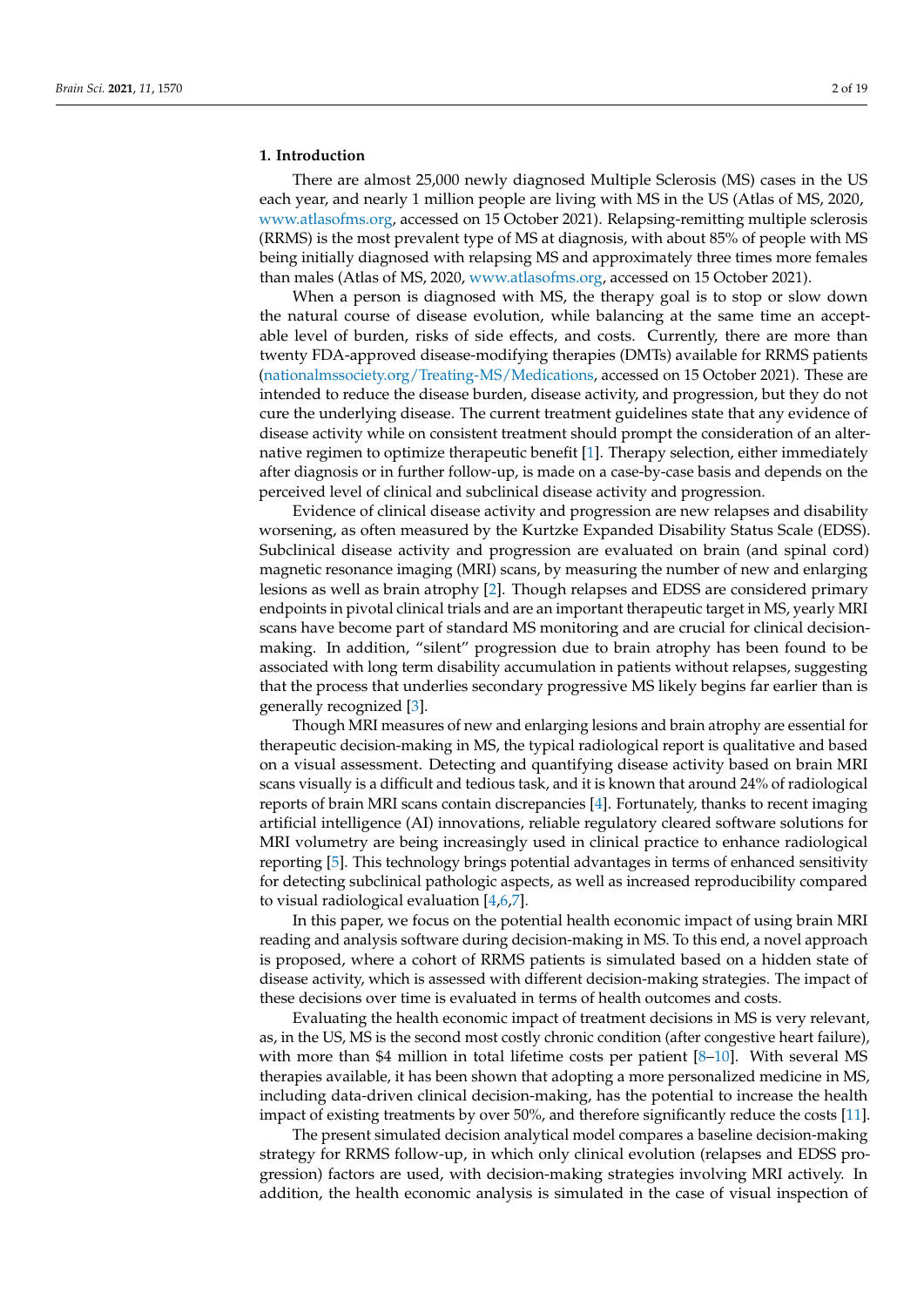## 1. Introduction

There are almost 25,000 newly diagnosed Multiple Sclerosis (MS) cases in the US each year, and nearly 1 million people are living with MS in the US (Atlas of MS, 2020, www.atlasofms.org, accessed on 15 October 2021). Relapsing-remitting multiple sclerosis (RRMS) is the most prevalent type of MS at diagnosis, with about 85% of people with MS being initially diagnosed with relapsing MS and approximately three times more females than males (Atlas of MS, 2020, www.atlasofms.org, accessed on 15 October 2021).

When a person is diagnosed with MS, the therapy goal is to stop or slow down the natural course of disease evolution, while balancing at the same time an acceptable level of burden, risks of side effects, and costs. Currently, there are more than twenty FDA-approved disease-modifying therapies (DMTs) available for RRMS patients (nationalmssociety.org/Treating-MS/Medications, accessed on 15 October 2021). These are intended to reduce the disease burden, disease activity, and progression, but they do not cure the underlying disease. The current treatment guidelines state that any evidence of disease activity while on consistent treatment should prompt the consideration of an alternative regimen to optimize therapeutic benefit [1]. Therapy selection, either immediately after diagnosis or in further follow-up, is made on a case-by-case basis and depends on the perceived level of clinical and subclinical disease activity and progression.

Evidence of clinical disease activity and progression are new relapses and disability worsening, as often measured by the Kurtzke Expanded Disability Status Scale (EDSS). Subclinical disease activity and progression are evaluated on brain (and spinal cord) magnetic resonance imaging (MRI) scans, by measuring the number of new and enlarging lesions as well as brain atrophy [2]. Though relapses and EDSS are considered primary endpoints in pivotal clinical trials and are an important therapeutic target in MS, yearly MRI scans have become part of standard MS monitoring and are crucial for clinical decision-making. In addition, "silent" progression due to brain atrophy has been found to be associated with long term disability accumulation in patients without relapses, suggesting that the process that underlies secondary progressive MS likely begins far earlier than is generally recognized [3].

Though MRI measures of new and enlarging lesions and brain atrophy are essential for therapeutic decision-making in MS, the typical radiological report is qualitative and based on a visual assessment. Detecting and quantifying disease activity based on brain MRI scans visually is a difficult and tedious task, and it is known that around 24% of radiological reports of brain MRI scans contain discrepancies [4]. Fortunately, thanks to recent imaging artificial intelligence (AI) innovations, reliable regulatory cleared software solutions for MRI volumetry are being increasingly used in clinical practice to enhance radiological reporting [5]. This technology brings potential advantages in terms of enhanced sensitivity for detecting subclinical pathologic aspects, as well as increased reproducibility compared to visual radiological evaluation [4,6,7].

In this paper, we focus on the potential health economic impact of using brain MRI reading and analysis software during decision-making in MS. To this end, a novel approach is proposed, where a cohort of RRMS patients is simulated based on a hidden state of disease activity, which is assessed with different decision-making strategies. The impact of these decisions over time is evaluated in terms of health outcomes and costs.

Evaluating the health economic impact of treatment decisions in MS is very relevant, as, in the US, MS is the second most costly chronic condition (after congestive heart failure), with more than $4 million in total lifetime costs per patient [8–10]. With several MS therapies available, it has been shown that adopting a more personalized medicine in MS, including data-driven clinical decision-making, has the potential to increase the health impact of existing treatments by over 50%, and therefore significantly reduce the costs [11].

The present simulated decision analytical model compares a baseline decision-making strategy for RRMS follow-up, in which only clinical evolution (relapses and EDSS progression) factors are used, with decision-making strategies involving MRI actively. In addition, the health economic analysis is simulated in the case of visual inspection of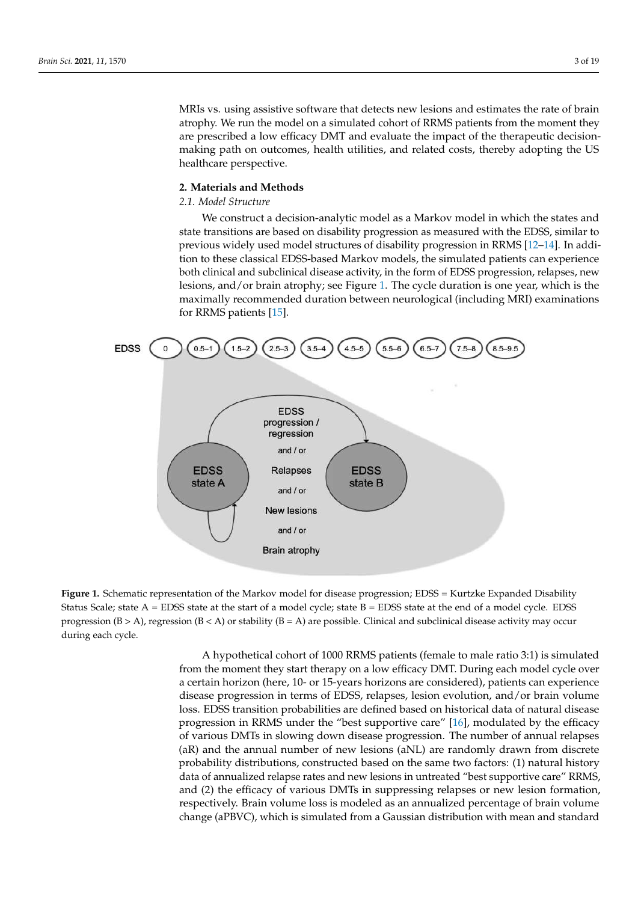MRIs vs. using assistive software that detects new lesions and estimates the rate of brain atrophy. We run the model on a simulated cohort of RRMS patients from the moment they are prescribed a low efficacy DMT and evaluate the impact of the therapeutic decision-making path on outcomes, health utilities, and related costs, thereby adopting the US healthcare perspective.

## 2. Materials and Methods

### *2.1. Model Structure*

We construct a decision-analytic model as a Markov model in which the states and state transitions are based on disability progression as measured with the EDSS, similar to previous widely used model structures of disability progression in RRMS [12–14]. In addition to these classical EDSS-based Markov models, the simulated patients can experience both clinical and subclinical disease activity, in the form of EDSS progression, relapses, new lesions, and/or brain atrophy; see Figure 1. The cycle duration is one year, which is the maximally recommended duration between neurological (including MRI) examinations for RRMS patients [15].

**Figure 1.** Schematic representation of the Markov model for disease progression; EDSS = Kurtzke Expanded Disability Status Scale; state A = EDSS state at the start of a model cycle; state B = EDSS state at the end of a model cycle. EDSS progression (B > A), regression (B < A) or stability (B = A) are possible. Clinical and subclinical disease activity may occur during each cycle.

A hypothetical cohort of 1000 RRMS patients (female to male ratio 3:1) is simulated from the moment they start therapy on a low efficacy DMT. During each model cycle over a certain horizon (here, 10- or 15-years horizons are considered), patients can experience disease progression in terms of EDSS, relapses, lesion evolution, and/or brain volume loss. EDSS transition probabilities are defined based on historical data of natural disease progression in RRMS under the "best supportive care" [16], modulated by the efficacy of various DMTs in slowing down disease progression. The number of annual relapses (aR) and the annual number of new lesions (aNL) are randomly drawn from discrete probability distributions, constructed based on the same two factors: (1) natural history data of annualized relapse rates and new lesions in untreated "best supportive care" RRMS, and (2) the efficacy of various DMTs in suppressing relapses or new lesion formation, respectively. Brain volume loss is modeled as an annualized percentage of brain volume change (aPBVC), which is simulated from a Gaussian distribution with mean and standard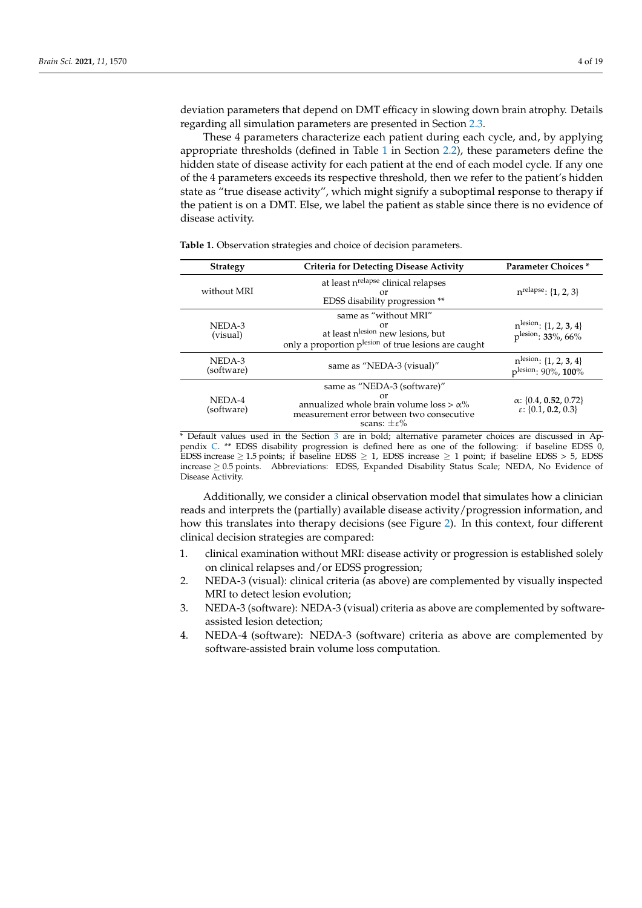deviation parameters that depend on DMT efficacy in slowing down brain atrophy. Details regarding all simulation parameters are presented in Section 2.3.

These 4 parameters characterize each patient during each cycle, and, by applying appropriate thresholds (defined in Table 1 in Section 2.2), these parameters define the hidden state of disease activity for each patient at the end of each model cycle. If any one of the 4 parameters exceeds its respective threshold, then we refer to the patient's hidden state as "true disease activity", which might signify a suboptimal response to therapy if the patient is on a DMT. Else, we label the patient as stable since there is no evidence of disease activity.

**Table 1.** Observation strategies and choice of decision parameters.

| Strategy | Criteria for Detecting Disease Activity | Parameter Choices * |
|---|---|---|
| without MRI | at least $n^{relapse}$ clinical relapses<br>or<br>EDSS disability progression ** | $n^{relapse}$: {**1**, 2, 3} |
| NEDA-3 (visual) | same as "without MRI"<br>or<br>at least $n^{lesion}$ new lesions, but only a proportion $p^{lesion}$ of true lesions are caught | $n^{lesion}$: {1, 2, **3**, 4}<br>$p^{lesion}$: **33%**, 66% |
| NEDA-3 (software) | same as "NEDA-3 (visual)" | $n^{lesion}$: {1, 2, **3**, 4}<br>$p^{lesion}$: 90%, **100%** |
| NEDA-4 (software) | same as "NEDA-3 (software)"<br>or<br>annualized whole brain volume loss > $\alpha$%<br>measurement error between two consecutive scans: $\pm\varepsilon$% | $\alpha$: {0.4, **0.52**, 0.72}<br>$\varepsilon$: {0.1, **0.2**, 0.3} |

* Default values used in the Section 3 are in bold; alternative parameter choices are discussed in Appendix C. ** EDSS disability progression is defined here as one of the following: if baseline EDSS 0, EDSS increase ≥ 1.5 points; if baseline EDSS ≥ 1, EDSS increase ≥ 1 point; if baseline EDSS > 5, EDSS increase ≥ 0.5 points. Abbreviations: EDSS, Expanded Disability Status Scale; NEDA, No Evidence of Disease Activity.

Additionally, we consider a clinical observation model that simulates how a clinician reads and interprets the (partially) available disease activity/progression information, and how this translates into therapy decisions (see Figure 2). In this context, four different clinical decision strategies are compared:

1. clinical examination without MRI: disease activity or progression is established solely on clinical relapses and/or EDSS progression;
2. NEDA-3 (visual): clinical criteria (as above) are complemented by visually inspected MRI to detect lesion evolution;
3. NEDA-3 (software): NEDA-3 (visual) criteria as above are complemented by software-assisted lesion detection;
4. NEDA-4 (software): NEDA-3 (software) criteria as above are complemented by software-assisted brain volume loss computation.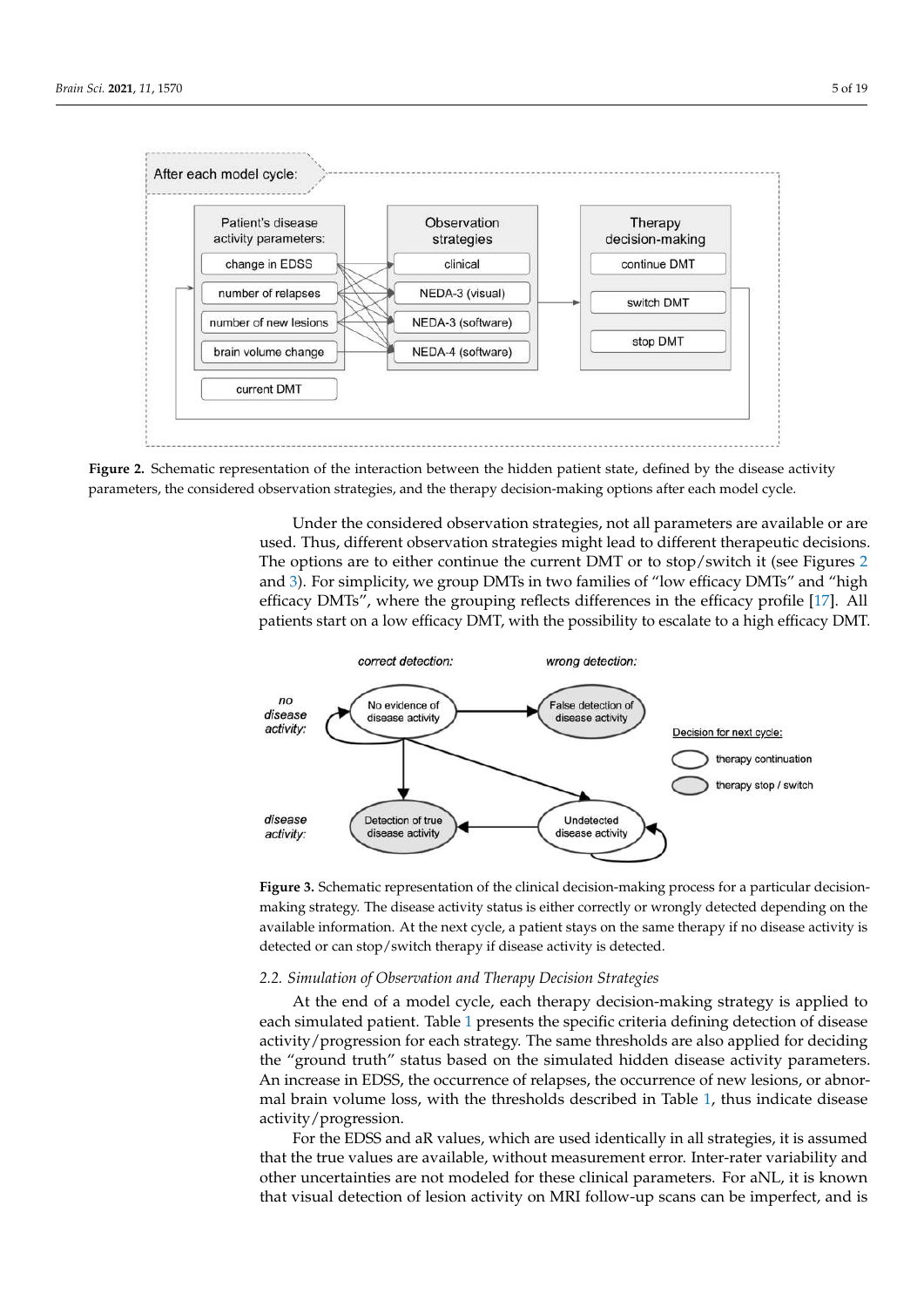**Figure 2.** Schematic representation of the interaction between the hidden patient state, defined by the disease activity parameters, the considered observation strategies, and the therapy decision-making options after each model cycle.

Under the considered observation strategies, not all parameters are available or are used. Thus, different observation strategies might lead to different therapeutic decisions. The options are to either continue the current DMT or to stop/switch it (see Figures 2 and 3). For simplicity, we group DMTs in two families of "low efficacy DMTs" and "high efficacy DMTs", where the grouping reflects differences in the efficacy profile [17]. All patients start on a low efficacy DMT, with the possibility to escalate to a high efficacy DMT.

**Figure 3.** Schematic representation of the clinical decision-making process for a particular decision-making strategy. The disease activity status is either correctly or wrongly detected depending on the available information. At the next cycle, a patient stays on the same therapy if no disease activity is detected or can stop/switch therapy if disease activity is detected.

### 2.2. Simulation of Observation and Therapy Decision Strategies

At the end of a model cycle, each therapy decision-making strategy is applied to each simulated patient. Table 1 presents the specific criteria defining detection of disease activity/progression for each strategy. The same thresholds are also applied for deciding the "ground truth" status based on the simulated hidden disease activity parameters. An increase in EDSS, the occurrence of relapses, the occurrence of new lesions, or abnormal brain volume loss, with the thresholds described in Table 1, thus indicate disease activity/progression.

For the EDSS and aR values, which are used identically in all strategies, it is assumed that the true values are available, without measurement error. Inter-rater variability and other uncertainties are not modeled for these clinical parameters. For aNL, it is known that visual detection of lesion activity on MRI follow-up scans can be imperfect, and is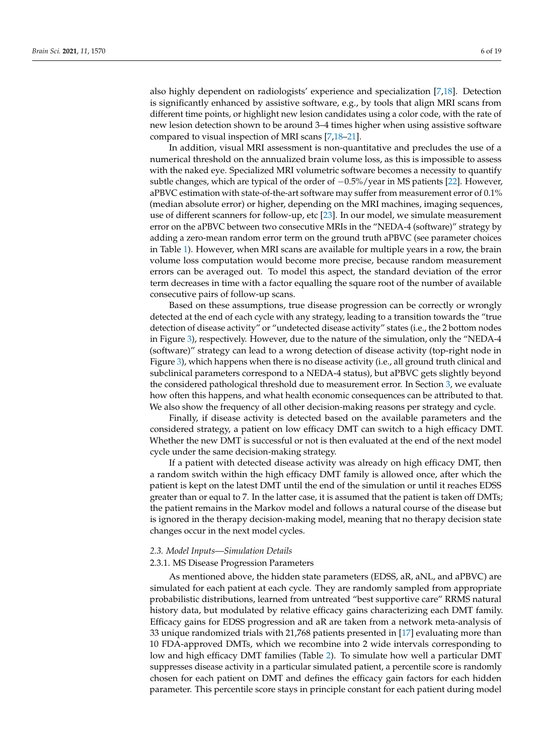also highly dependent on radiologists' experience and specialization [7,18]. Detection is significantly enhanced by assistive software, e.g., by tools that align MRI scans from different time points, or highlight new lesion candidates using a color code, with the rate of new lesion detection shown to be around 3–4 times higher when using assistive software compared to visual inspection of MRI scans [7,18–21].

In addition, visual MRI assessment is non-quantitative and precludes the use of a numerical threshold on the annualized brain volume loss, as this is impossible to assess with the naked eye. Specialized MRI volumetric software becomes a necessity to quantify subtle changes, which are typical of the order of −0.5%/year in MS patients [22]. However, aPBVC estimation with state-of-the-art software may suffer from measurement error of 0.1% (median absolute error) or higher, depending on the MRI machines, imaging sequences, use of different scanners for follow-up, etc [23]. In our model, we simulate measurement error on the aPBVC between two consecutive MRIs in the "NEDA-4 (software)" strategy by adding a zero-mean random error term on the ground truth aPBVC (see parameter choices in Table 1). However, when MRI scans are available for multiple years in a row, the brain volume loss computation would become more precise, because random measurement errors can be averaged out. To model this aspect, the standard deviation of the error term decreases in time with a factor equalling the square root of the number of available consecutive pairs of follow-up scans.

Based on these assumptions, true disease progression can be correctly or wrongly detected at the end of each cycle with any strategy, leading to a transition towards the "true detection of disease activity" or "undetected disease activity" states (i.e., the 2 bottom nodes in Figure 3), respectively. However, due to the nature of the simulation, only the "NEDA-4 (software)" strategy can lead to a wrong detection of disease activity (top-right node in Figure 3), which happens when there is no disease activity (i.e., all ground truth clinical and subclinical parameters correspond to a NEDA-4 status), but aPBVC gets slightly beyond the considered pathological threshold due to measurement error. In Section 3, we evaluate how often this happens, and what health economic consequences can be attributed to that. We also show the frequency of all other decision-making reasons per strategy and cycle.

Finally, if disease activity is detected based on the available parameters and the considered strategy, a patient on low efficacy DMT can switch to a high efficacy DMT. Whether the new DMT is successful or not is then evaluated at the end of the next model cycle under the same decision-making strategy.

If a patient with detected disease activity was already on high efficacy DMT, then a random switch within the high efficacy DMT family is allowed once, after which the patient is kept on the latest DMT until the end of the simulation or until it reaches EDSS greater than or equal to 7. In the latter case, it is assumed that the patient is taken off DMTs; the patient remains in the Markov model and follows a natural course of the disease but is ignored in the therapy decision-making model, meaning that no therapy decision state changes occur in the next model cycles.

### *2.3. Model Inputs—Simulation Details*

#### 2.3.1. MS Disease Progression Parameters

As mentioned above, the hidden state parameters (EDSS, aR, aNL, and aPBVC) are simulated for each patient at each cycle. They are randomly sampled from appropriate probabilistic distributions, learned from untreated "best supportive care" RRMS natural history data, but modulated by relative efficacy gains characterizing each DMT family. Efficacy gains for EDSS progression and aR are taken from a network meta-analysis of 33 unique randomized trials with 21,768 patients presented in [17] evaluating more than 10 FDA-approved DMTs, which we recombine into 2 wide intervals corresponding to low and high efficacy DMT families (Table 2). To simulate how well a particular DMT suppresses disease activity in a particular simulated patient, a percentile score is randomly chosen for each patient on DMT and defines the efficacy gain factors for each hidden parameter. This percentile score stays in principle constant for each patient during model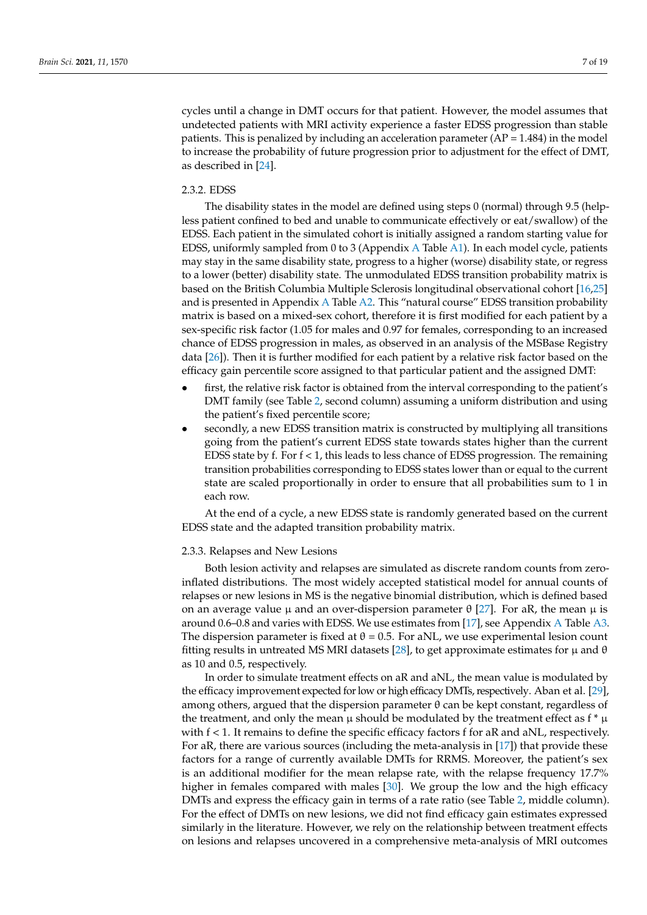cycles until a change in DMT occurs for that patient. However, the model assumes that undetected patients with MRI activity experience a faster EDSS progression than stable patients. This is penalized by including an acceleration parameter (AP = 1.484) in the model to increase the probability of future progression prior to adjustment for the effect of DMT, as described in [24].

### 2.3.2. EDSS

The disability states in the model are defined using steps 0 (normal) through 9.5 (helpless patient confined to bed and unable to communicate effectively or eat/swallow) of the EDSS. Each patient in the simulated cohort is initially assigned a random starting value for EDSS, uniformly sampled from 0 to 3 (Appendix A Table A1). In each model cycle, patients may stay in the same disability state, progress to a higher (worse) disability state, or regress to a lower (better) disability state. The unmodulated EDSS transition probability matrix is based on the British Columbia Multiple Sclerosis longitudinal observational cohort [16,25] and is presented in Appendix A Table A2. This "natural course" EDSS transition probability matrix is based on a mixed-sex cohort, therefore it is first modified for each patient by a sex-specific risk factor (1.05 for males and 0.97 for females, corresponding to an increased chance of EDSS progression in males, as observed in an analysis of the MSBase Registry data [26]). Then it is further modified for each patient by a relative risk factor based on the efficacy gain percentile score assigned to that particular patient and the assigned DMT:

- first, the relative risk factor is obtained from the interval corresponding to the patient's DMT family (see Table 2, second column) assuming a uniform distribution and using the patient's fixed percentile score;
- secondly, a new EDSS transition matrix is constructed by multiplying all transitions going from the patient's current EDSS state towards states higher than the current EDSS state by f. For $f < 1$, this leads to less chance of EDSS progression. The remaining transition probabilities corresponding to EDSS states lower than or equal to the current state are scaled proportionally in order to ensure that all probabilities sum to 1 in each row.

At the end of a cycle, a new EDSS state is randomly generated based on the current EDSS state and the adapted transition probability matrix.

### 2.3.3. Relapses and New Lesions

Both lesion activity and relapses are simulated as discrete random counts from zero-inflated distributions. The most widely accepted statistical model for annual counts of relapses or new lesions in MS is the negative binomial distribution, which is defined based on an average value $\mu$ and an over-dispersion parameter $\theta$ [27]. For aR, the mean $\mu$ is around 0.6–0.8 and varies with EDSS. We use estimates from [17], see Appendix A Table A3. The dispersion parameter is fixed at $\theta = 0.5$. For aNL, we use experimental lesion count fitting results in untreated MS MRI datasets [28], to get approximate estimates for $\mu$ and $\theta$ as 10 and 0.5, respectively.

In order to simulate treatment effects on aR and aNL, the mean value is modulated by the efficacy improvement expected for low or high efficacy DMTs, respectively. Aban et al. [29], among others, argued that the dispersion parameter $\theta$ can be kept constant, regardless of the treatment, and only the mean $\mu$ should be modulated by the treatment effect as $f * \mu$ with $f < 1$. It remains to define the specific efficacy factors f for aR and aNL, respectively. For aR, there are various sources (including the meta-analysis in [17]) that provide these factors for a range of currently available DMTs for RRMS. Moreover, the patient's sex is an additional modifier for the mean relapse rate, with the relapse frequency 17.7% higher in females compared with males [30]. We group the low and the high efficacy DMTs and express the efficacy gain in terms of a rate ratio (see Table 2, middle column). For the effect of DMTs on new lesions, we did not find efficacy gain estimates expressed similarly in the literature. However, we rely on the relationship between treatment effects on lesions and relapses uncovered in a comprehensive meta-analysis of MRI outcomes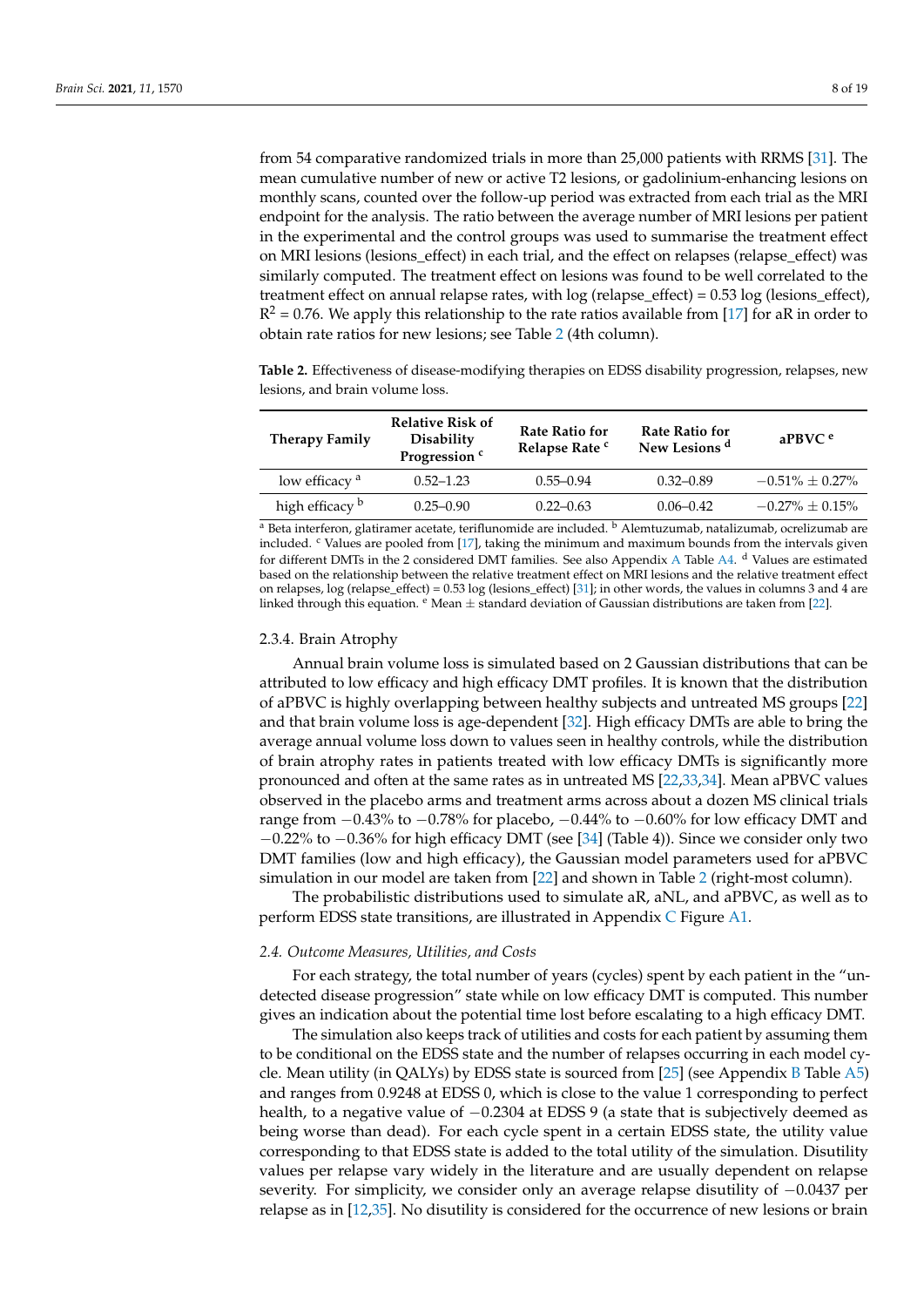from 54 comparative randomized trials in more than 25,000 patients with RRMS [31]. The mean cumulative number of new or active T2 lesions, or gadolinium-enhancing lesions on monthly scans, counted over the follow-up period was extracted from each trial as the MRI endpoint for the analysis. The ratio between the average number of MRI lesions per patient in the experimental and the control groups was used to summarise the treatment effect on MRI lesions (lesions_effect) in each trial, and the effect on relapses (relapse_effect) was similarly computed. The treatment effect on lesions was found to be well correlated to the treatment effect on annual relapse rates, with log (relapse_effect) = 0.53 log (lesions_effect), $R^2 = 0.76$. We apply this relationship to the rate ratios available from [17] for aR in order to obtain rate ratios for new lesions; see Table 2 (4th column).

**Table 2.** Effectiveness of disease-modifying therapies on EDSS disability progression, relapses, new lesions, and brain volume loss.

| Therapy Family | Relative Risk of Disability Progression [c] | Rate Ratio for Relapse Rate [c] | Rate Ratio for New Lesions [d] | aPBVC [e] |
|---|---|---|---|---|
| low efficacy [a] | 0.52–1.23 | 0.55–0.94 | 0.32–0.89 | −0.51% ± 0.27% |
| high efficacy [b] | 0.25–0.90 | 0.22–0.63 | 0.06–0.42 | −0.27% ± 0.15% |

[a] Beta interferon, glatiramer acetate, teriflunomide are included. [b] Alemtuzumab, natalizumab, ocrelizumab are included. [c] Values are pooled from [17], taking the minimum and maximum bounds from the intervals given for different DMTs in the 2 considered DMT families. See also Appendix A Table A4. [d] Values are estimated based on the relationship between the relative treatment effect on MRI lesions and the relative treatment effect on relapses, log (relapse_effect) = 0.53 log (lesions_effect) [31]; in other words, the values in columns 3 and 4 are linked through this equation. [e] Mean ± standard deviation of Gaussian distributions are taken from [22].

### 2.3.4. Brain Atrophy

Annual brain volume loss is simulated based on 2 Gaussian distributions that can be attributed to low efficacy and high efficacy DMT profiles. It is known that the distribution of aPBVC is highly overlapping between healthy subjects and untreated MS groups [22] and that brain volume loss is age-dependent [32]. High efficacy DMTs are able to bring the average annual volume loss down to values seen in healthy controls, while the distribution of brain atrophy rates in patients treated with low efficacy DMTs is significantly more pronounced and often at the same rates as in untreated MS [22,33,34]. Mean aPBVC values observed in the placebo arms and treatment arms across about a dozen MS clinical trials range from −0.43% to −0.78% for placebo, −0.44% to −0.60% for low efficacy DMT and −0.22% to −0.36% for high efficacy DMT (see [34] (Table 4)). Since we consider only two DMT families (low and high efficacy), the Gaussian model parameters used for aPBVC simulation in our model are taken from [22] and shown in Table 2 (right-most column).

The probabilistic distributions used to simulate aR, aNL, and aPBVC, as well as to perform EDSS state transitions, are illustrated in Appendix C Figure A1.

### *2.4. Outcome Measures, Utilities, and Costs*

For each strategy, the total number of years (cycles) spent by each patient in the "undetected disease progression" state while on low efficacy DMT is computed. This number gives an indication about the potential time lost before escalating to a high efficacy DMT.

The simulation also keeps track of utilities and costs for each patient by assuming them to be conditional on the EDSS state and the number of relapses occurring in each model cycle. Mean utility (in QALYs) by EDSS state is sourced from [25] (see Appendix B Table A5) and ranges from 0.9248 at EDSS 0, which is close to the value 1 corresponding to perfect health, to a negative value of −0.2304 at EDSS 9 (a state that is subjectively deemed as being worse than dead). For each cycle spent in a certain EDSS state, the utility value corresponding to that EDSS state is added to the total utility of the simulation. Disutility values per relapse vary widely in the literature and are usually dependent on relapse severity. For simplicity, we consider only an average relapse disutility of −0.0437 per relapse as in [12,35]. No disutility is considered for the occurrence of new lesions or brain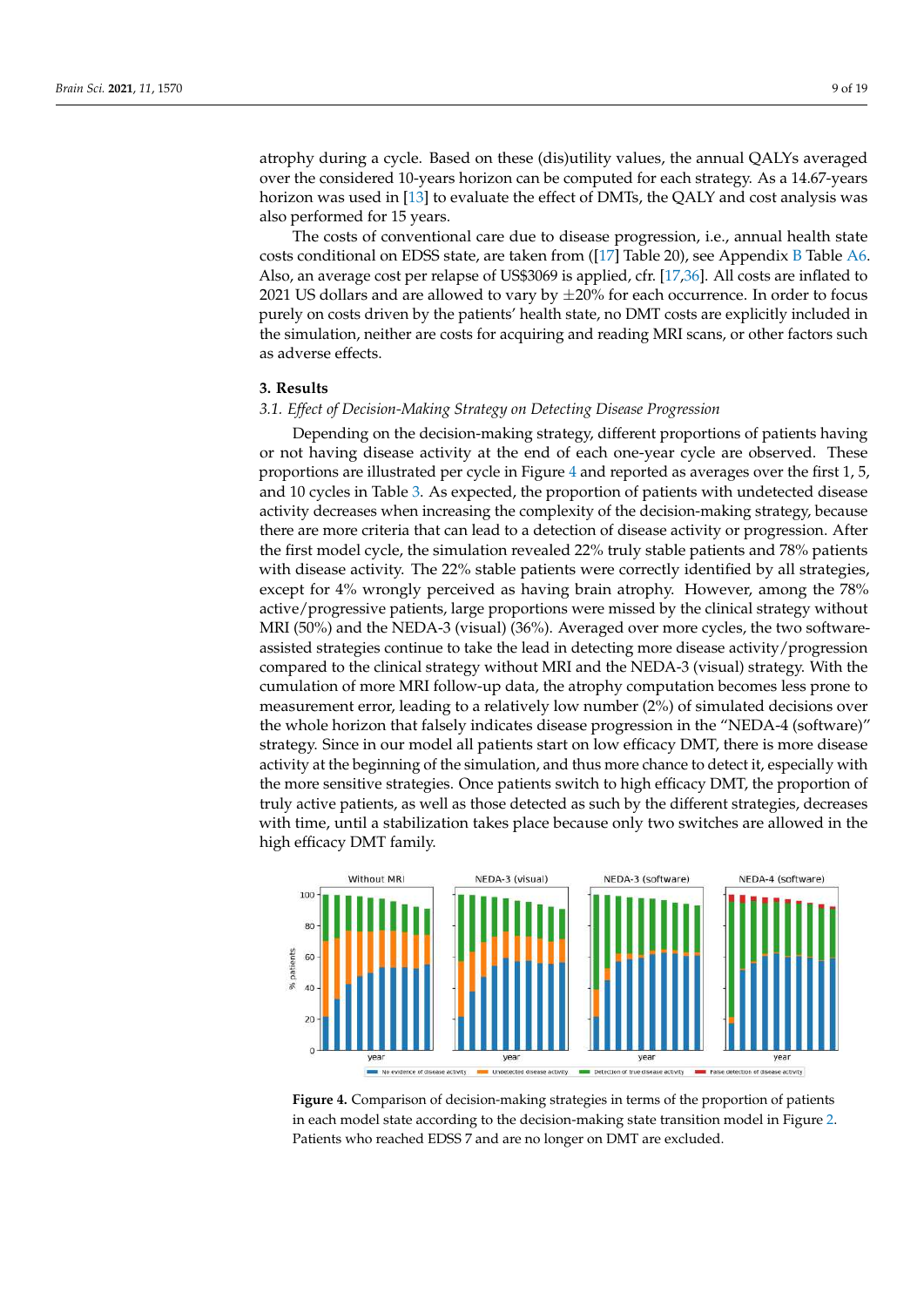atrophy during a cycle. Based on these (dis)utility values, the annual QALYs averaged over the considered 10-years horizon can be computed for each strategy. As a 14.67-years horizon was used in [13] to evaluate the effect of DMTs, the QALY and cost analysis was also performed for 15 years.

The costs of conventional care due to disease progression, i.e., annual health state costs conditional on EDSS state, are taken from ([17] Table 20), see Appendix B Table A6. Also, an average cost per relapse of US$3069 is applied, cfr. [17,36]. All costs are inflated to 2021 US dollars and are allowed to vary by ±20% for each occurrence. In order to focus purely on costs driven by the patients' health state, no DMT costs are explicitly included in the simulation, neither are costs for acquiring and reading MRI scans, or other factors such as adverse effects.

## 3. Results

### *3.1. Effect of Decision-Making Strategy on Detecting Disease Progression*

Depending on the decision-making strategy, different proportions of patients having or not having disease activity at the end of each one-year cycle are observed. These proportions are illustrated per cycle in Figure 4 and reported as averages over the first 1, 5, and 10 cycles in Table 3. As expected, the proportion of patients with undetected disease activity decreases when increasing the complexity of the decision-making strategy, because there are more criteria that can lead to a detection of disease activity or progression. After the first model cycle, the simulation revealed 22% truly stable patients and 78% patients with disease activity. The 22% stable patients were correctly identified by all strategies, except for 4% wrongly perceived as having brain atrophy. However, among the 78% active/progressive patients, large proportions were missed by the clinical strategy without MRI (50%) and the NEDA-3 (visual) (36%). Averaged over more cycles, the two software-assisted strategies continue to take the lead in detecting more disease activity/progression compared to the clinical strategy without MRI and the NEDA-3 (visual) strategy. With the cumulation of more MRI follow-up data, the atrophy computation becomes less prone to measurement error, leading to a relatively low number (2%) of simulated decisions over the whole horizon that falsely indicates disease progression in the "NEDA-4 (software)" strategy. Since in our model all patients start on low efficacy DMT, there is more disease activity at the beginning of the simulation, and thus more chance to detect it, especially with the more sensitive strategies. Once patients switch to high efficacy DMT, the proportion of truly active patients, as well as those detected as such by the different strategies, decreases with time, until a stabilization takes place because only two switches are allowed in the high efficacy DMT family.

**Figure 4.** Comparison of decision-making strategies in terms of the proportion of patients in each model state according to the decision-making state transition model in Figure 2. Patients who reached EDSS 7 and are no longer on DMT are excluded.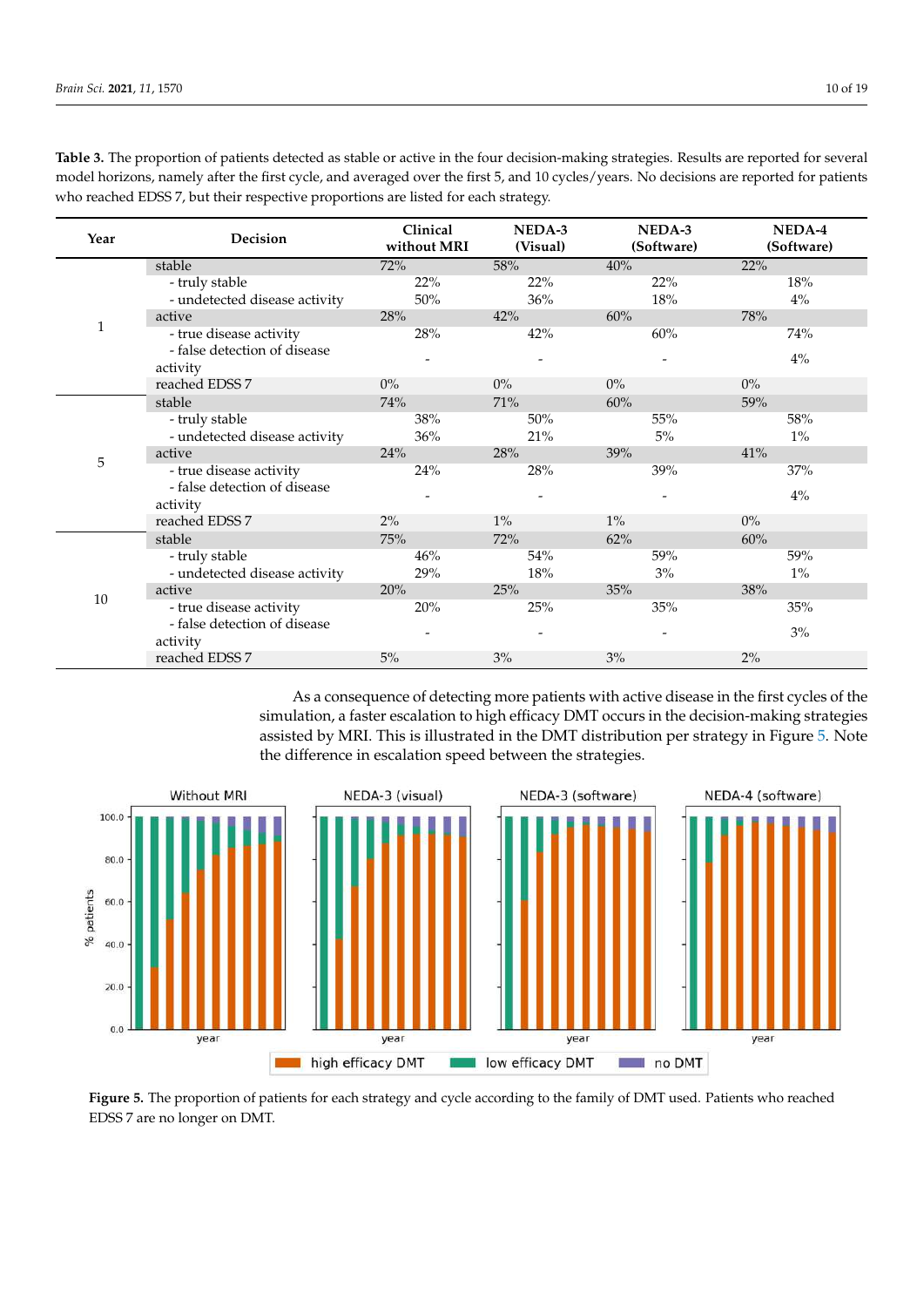**Table 3.** The proportion of patients detected as stable or active in the four decision-making strategies. Results are reported for several model horizons, namely after the first cycle, and averaged over the first 5, and 10 cycles/years. No decisions are reported for patients who reached EDSS 7, but their respective proportions are listed for each strategy.

| Year | Decision | Clinical without MRI | NEDA-3 (Visual) | NEDA-3 (Software) | NEDA-4 (Software) |
|---|---|---|---|---|---|
| 1 | stable | 72% | 58% | 40% | 22% |
| | - truly stable | 22% | 22% | 22% | 18% |
| | - undetected disease activity | 50% | 36% | 18% | 4% |
| | active | 28% | 42% | 60% | 78% |
| | - true disease activity | 28% | 42% | 60% | 74% |
| | - false detection of disease activity | - | - | - | 4% |
| | reached EDSS 7 | 0% | 0% | 0% | 0% |
| 5 | stable | 74% | 71% | 60% | 59% |
| | - truly stable | 38% | 50% | 55% | 58% |
| | - undetected disease activity | 36% | 21% | 5% | 1% |
| | active | 24% | 28% | 39% | 41% |
| | - true disease activity | 24% | 28% | 39% | 37% |
| | - false detection of disease activity | - | - | - | 4% |
| | reached EDSS 7 | 2% | 1% | 1% | 0% |
| 10 | stable | 75% | 72% | 62% | 60% |
| | - truly stable | 46% | 54% | 59% | 59% |
| | - undetected disease activity | 29% | 18% | 3% | 1% |
| | active | 20% | 25% | 35% | 38% |
| | - true disease activity | 20% | 25% | 35% | 35% |
| | - false detection of disease activity | - | - | - | 3% |
| | reached EDSS 7 | 5% | 3% | 3% | 2% |

As a consequence of detecting more patients with active disease in the first cycles of the simulation, a faster escalation to high efficacy DMT occurs in the decision-making strategies assisted by MRI. This is illustrated in the DMT distribution per strategy in Figure 5. Note the difference in escalation speed between the strategies.

**Figure 5.** The proportion of patients for each strategy and cycle according to the family of DMT used. Patients who reached EDSS 7 are no longer on DMT.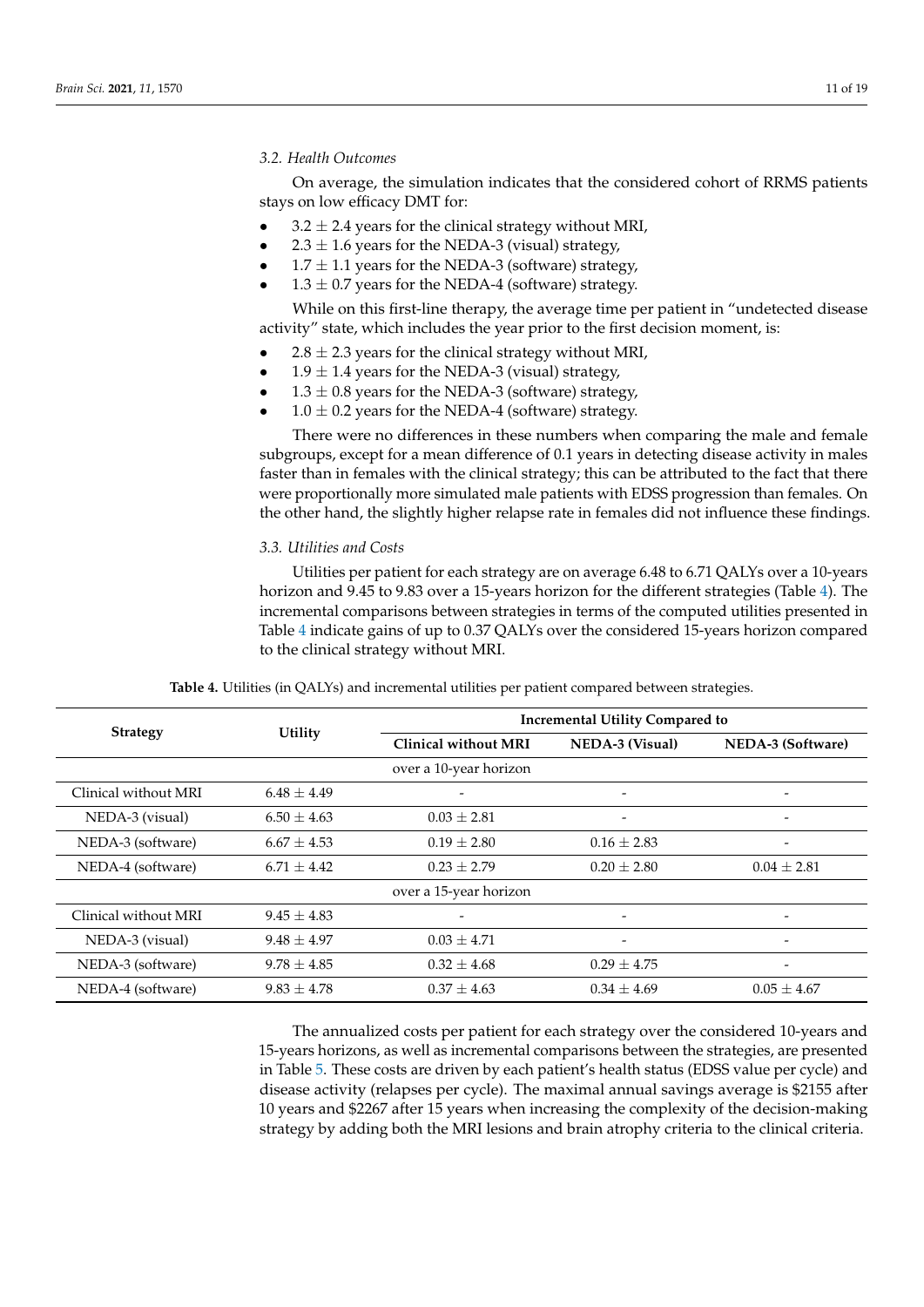### 3.2. Health Outcomes

On average, the simulation indicates that the considered cohort of RRMS patients stays on low efficacy DMT for:

- $3.2 \pm 2.4$ years for the clinical strategy without MRI,
- $2.3 \pm 1.6$ years for the NEDA-3 (visual) strategy,
- $1.7 \pm 1.1$ years for the NEDA-3 (software) strategy,
- $1.3 \pm 0.7$ years for the NEDA-4 (software) strategy.

While on this first-line therapy, the average time per patient in "undetected disease activity" state, which includes the year prior to the first decision moment, is:

- $2.8 \pm 2.3$ years for the clinical strategy without MRI,
- $1.9 \pm 1.4$ years for the NEDA-3 (visual) strategy,
- $1.3 \pm 0.8$ years for the NEDA-3 (software) strategy,
- $1.0 \pm 0.2$ years for the NEDA-4 (software) strategy.

There were no differences in these numbers when comparing the male and female subgroups, except for a mean difference of 0.1 years in detecting disease activity in males faster than in females with the clinical strategy; this can be attributed to the fact that there were proportionally more simulated male patients with EDSS progression than females. On the other hand, the slightly higher relapse rate in females did not influence these findings.

### 3.3. Utilities and Costs

Utilities per patient for each strategy are on average 6.48 to 6.71 QALYs over a 10-years horizon and 9.45 to 9.83 over a 15-years horizon for the different strategies (Table 4). The incremental comparisons between strategies in terms of the computed utilities presented in Table 4 indicate gains of up to 0.37 QALYs over the considered 15-years horizon compared to the clinical strategy without MRI.

**Table 4.** Utilities (in QALYs) and incremental utilities per patient compared between strategies.

| Strategy | Utility | Incremental Utility Compared to | | |
|---|---|---|---|---|
| | | **Clinical without MRI** | **NEDA-3 (Visual)** | **NEDA-3 (Software)** |
| | | over a 10-year horizon | | |
| Clinical without MRI | $6.48 \pm 4.49$ | - | - | - |
| NEDA-3 (visual) | $6.50 \pm 4.63$ | $0.03 \pm 2.81$ | - | - |
| NEDA-3 (software) | $6.67 \pm 4.53$ | $0.19 \pm 2.80$ | $0.16 \pm 2.83$ | - |
| NEDA-4 (software) | $6.71 \pm 4.42$ | $0.23 \pm 2.79$ | $0.20 \pm 2.80$ | $0.04 \pm 2.81$ |
| | | over a 15-year horizon | | |
| Clinical without MRI | $9.45 \pm 4.83$ | - | - | - |
| NEDA-3 (visual) | $9.48 \pm 4.97$ | $0.03 \pm 4.71$ | - | - |
| NEDA-3 (software) | $9.78 \pm 4.85$ | $0.32 \pm 4.68$ | $0.29 \pm 4.75$ | - |
| NEDA-4 (software) | $9.83 \pm 4.78$ | $0.37 \pm 4.63$ | $0.34 \pm 4.69$ | $0.05 \pm 4.67$ |

The annualized costs per patient for each strategy over the considered 10-years and 15-years horizons, as well as incremental comparisons between the strategies, are presented in Table 5. These costs are driven by each patient's health status (EDSS value per cycle) and disease activity (relapses per cycle). The maximal annual savings average is $2155 after 10 years and $2267 after 15 years when increasing the complexity of the decision-making strategy by adding both the MRI lesions and brain atrophy criteria to the clinical criteria.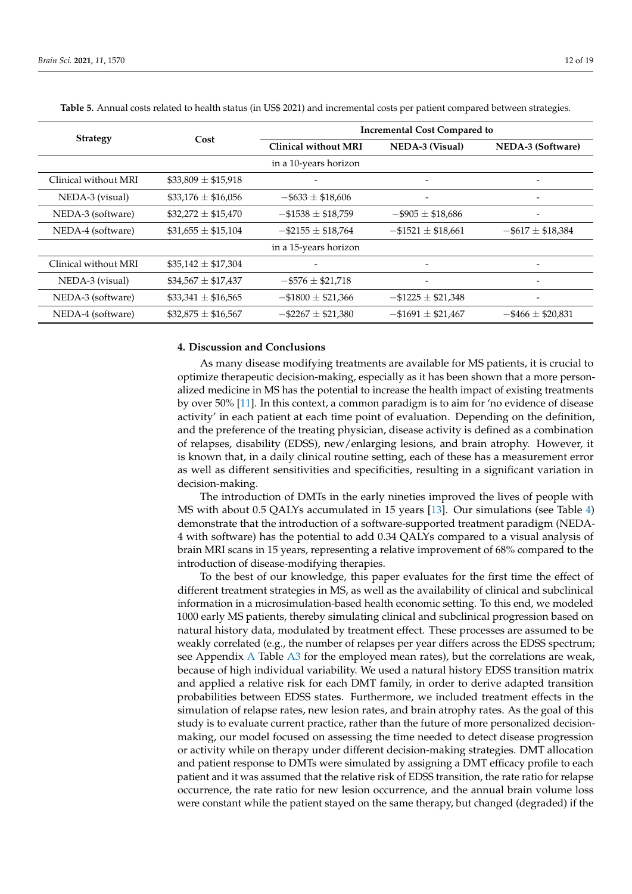**Table 5.** Annual costs related to health status (in US$ 2021) and incremental costs per patient compared between strategies.

| Strategy | Cost | Incremental Cost Compared to | | |
|---|---|---|---|---|
| | | Clinical without MRI | NEDA-3 (Visual) | NEDA-3 (Software) |
| | | in a 10-years horizon | | |
| Clinical without MRI | \$33,809 ± \$15,918 | - | - | - |
| NEDA-3 (visual) | \$33,176 ± \$16,056 | −\$633 ± \$18,606 | - | - |
| NEDA-3 (software) | \$32,272 ± \$15,470 | −\$1538 ± \$18,759 | −\$905 ± \$18,686 | - |
| NEDA-4 (software) | \$31,655 ± \$15,104 | −\$2155 ± \$18,764 | −\$1521 ± \$18,661 | −\$617 ± \$18,384 |
| | | in a 15-years horizon | | |
| Clinical without MRI | \$35,142 ± \$17,304 | - | - | - |
| NEDA-3 (visual) | \$34,567 ± \$17,437 | −\$576 ± \$21,718 | - | - |
| NEDA-3 (software) | \$33,341 ± \$16,565 | −\$1800 ± \$21,366 | −\$1225 ± \$21,348 | - |
| NEDA-4 (software) | \$32,875 ± \$16,567 | −\$2267 ± \$21,380 | −\$1691 ± \$21,467 | −\$466 ± \$20,831 |

## 4. Discussion and Conclusions

As many disease modifying treatments are available for MS patients, it is crucial to optimize therapeutic decision-making, especially as it has been shown that a more personalized medicine in MS has the potential to increase the health impact of existing treatments by over 50% [11]. In this context, a common paradigm is to aim for 'no evidence of disease activity' in each patient at each time point of evaluation. Depending on the definition, and the preference of the treating physician, disease activity is defined as a combination of relapses, disability (EDSS), new/enlarging lesions, and brain atrophy. However, it is known that, in a daily clinical routine setting, each of these has a measurement error as well as different sensitivities and specificities, resulting in a significant variation in decision-making.

The introduction of DMTs in the early nineties improved the lives of people with MS with about 0.5 QALYs accumulated in 15 years [13]. Our simulations (see Table 4) demonstrate that the introduction of a software-supported treatment paradigm (NEDA-4 with software) has the potential to add 0.34 QALYs compared to a visual analysis of brain MRI scans in 15 years, representing a relative improvement of 68% compared to the introduction of disease-modifying therapies.

To the best of our knowledge, this paper evaluates for the first time the effect of different treatment strategies in MS, as well as the availability of clinical and subclinical information in a microsimulation-based health economic setting. To this end, we modeled 1000 early MS patients, thereby simulating clinical and subclinical progression based on natural history data, modulated by treatment effect. These processes are assumed to be weakly correlated (e.g., the number of relapses per year differs across the EDSS spectrum; see Appendix A Table A3 for the employed mean rates), but the correlations are weak, because of high individual variability. We used a natural history EDSS transition matrix and applied a relative risk for each DMT family, in order to derive adapted transition probabilities between EDSS states. Furthermore, we included treatment effects in the simulation of relapse rates, new lesion rates, and brain atrophy rates. As the goal of this study is to evaluate current practice, rather than the future of more personalized decision-making, our model focused on assessing the time needed to detect disease progression or activity while on therapy under different decision-making strategies. DMT allocation and patient response to DMTs were simulated by assigning a DMT efficacy profile to each patient and it was assumed that the relative risk of EDSS transition, the rate ratio for relapse occurrence, the rate ratio for new lesion occurrence, and the annual brain volume loss were constant while the patient stayed on the same therapy, but changed (degraded) if the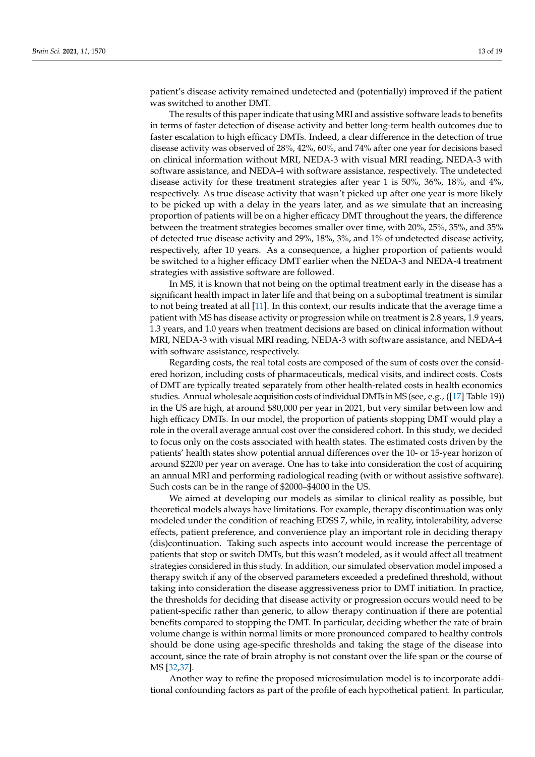patient's disease activity remained undetected and (potentially) improved if the patient was switched to another DMT.

The results of this paper indicate that using MRI and assistive software leads to benefits in terms of faster detection of disease activity and better long-term health outcomes due to faster escalation to high efficacy DMTs. Indeed, a clear difference in the detection of true disease activity was observed of 28%, 42%, 60%, and 74% after one year for decisions based on clinical information without MRI, NEDA-3 with visual MRI reading, NEDA-3 with software assistance, and NEDA-4 with software assistance, respectively. The undetected disease activity for these treatment strategies after year 1 is 50%, 36%, 18%, and 4%, respectively. As true disease activity that wasn't picked up after one year is more likely to be picked up with a delay in the years later, and as we simulate that an increasing proportion of patients will be on a higher efficacy DMT throughout the years, the difference between the treatment strategies becomes smaller over time, with 20%, 25%, 35%, and 35% of detected true disease activity and 29%, 18%, 3%, and 1% of undetected disease activity, respectively, after 10 years. As a consequence, a higher proportion of patients would be switched to a higher efficacy DMT earlier when the NEDA-3 and NEDA-4 treatment strategies with assistive software are followed.

In MS, it is known that not being on the optimal treatment early in the disease has a significant health impact in later life and that being on a suboptimal treatment is similar to not being treated at all [11]. In this context, our results indicate that the average time a patient with MS has disease activity or progression while on treatment is 2.8 years, 1.9 years, 1.3 years, and 1.0 years when treatment decisions are based on clinical information without MRI, NEDA-3 with visual MRI reading, NEDA-3 with software assistance, and NEDA-4 with software assistance, respectively.

Regarding costs, the real total costs are composed of the sum of costs over the considered horizon, including costs of pharmaceuticals, medical visits, and indirect costs. Costs of DMT are typically treated separately from other health-related costs in health economics studies. Annual wholesale acquisition costs of individual DMTs in MS (see, e.g., ([17] Table 19)) in the US are high, at around $80,000 per year in 2021, but very similar between low and high efficacy DMTs. In our model, the proportion of patients stopping DMT would play a role in the overall average annual cost over the considered cohort. In this study, we decided to focus only on the costs associated with health states. The estimated costs driven by the patients' health states show potential annual differences over the 10- or 15-year horizon of around $2200 per year on average. One has to take into consideration the cost of acquiring an annual MRI and performing radiological reading (with or without assistive software). Such costs can be in the range of $2000–$4000 in the US.

We aimed at developing our models as similar to clinical reality as possible, but theoretical models always have limitations. For example, therapy discontinuation was only modeled under the condition of reaching EDSS 7, while, in reality, intolerability, adverse effects, patient preference, and convenience play an important role in deciding therapy (dis)continuation. Taking such aspects into account would increase the percentage of patients that stop or switch DMTs, but this wasn't modeled, as it would affect all treatment strategies considered in this study. In addition, our simulated observation model imposed a therapy switch if any of the observed parameters exceeded a predefined threshold, without taking into consideration the disease aggressiveness prior to DMT initiation. In practice, the thresholds for deciding that disease activity or progression occurs would need to be patient-specific rather than generic, to allow therapy continuation if there are potential benefits compared to stopping the DMT. In particular, deciding whether the rate of brain volume change is within normal limits or more pronounced compared to healthy controls should be done using age-specific thresholds and taking the stage of the disease into account, since the rate of brain atrophy is not constant over the life span or the course of MS [32,37].

Another way to refine the proposed microsimulation model is to incorporate additional confounding factors as part of the profile of each hypothetical patient. In particular,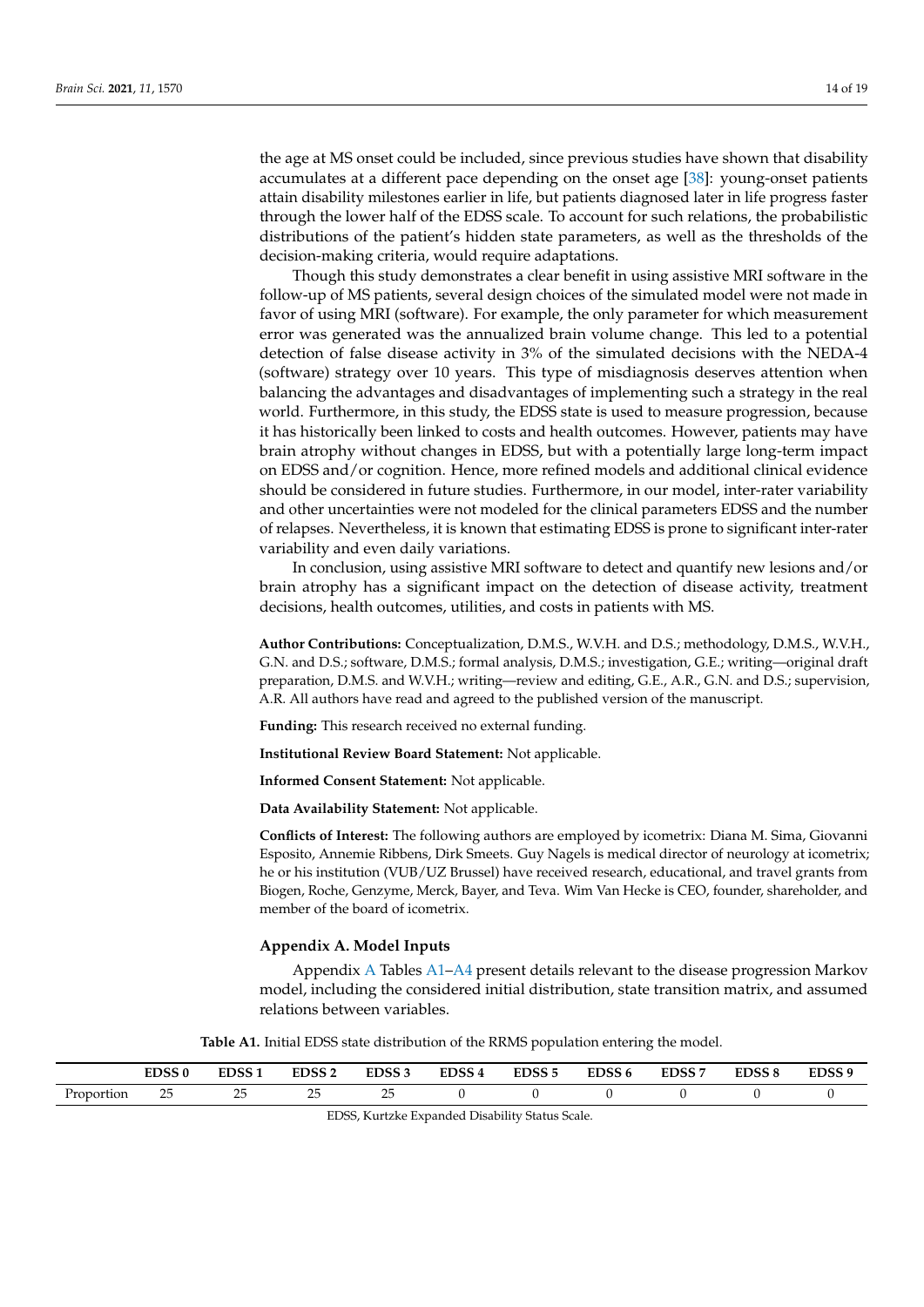the age at MS onset could be included, since previous studies have shown that disability accumulates at a different pace depending on the onset age [38]: young-onset patients attain disability milestones earlier in life, but patients diagnosed later in life progress faster through the lower half of the EDSS scale. To account for such relations, the probabilistic distributions of the patient's hidden state parameters, as well as the thresholds of the decision-making criteria, would require adaptations.

Though this study demonstrates a clear benefit in using assistive MRI software in the follow-up of MS patients, several design choices of the simulated model were not made in favor of using MRI (software). For example, the only parameter for which measurement error was generated was the annualized brain volume change. This led to a potential detection of false disease activity in 3% of the simulated decisions with the NEDA-4 (software) strategy over 10 years. This type of misdiagnosis deserves attention when balancing the advantages and disadvantages of implementing such a strategy in the real world. Furthermore, in this study, the EDSS state is used to measure progression, because it has historically been linked to costs and health outcomes. However, patients may have brain atrophy without changes in EDSS, but with a potentially large long-term impact on EDSS and/or cognition. Hence, more refined models and additional clinical evidence should be considered in future studies. Furthermore, in our model, inter-rater variability and other uncertainties were not modeled for the clinical parameters EDSS and the number of relapses. Nevertheless, it is known that estimating EDSS is prone to significant inter-rater variability and even daily variations.

In conclusion, using assistive MRI software to detect and quantify new lesions and/or brain atrophy has a significant impact on the detection of disease activity, treatment decisions, health outcomes, utilities, and costs in patients with MS.

**Author Contributions:** Conceptualization, D.M.S., W.V.H. and D.S.; methodology, D.M.S., W.V.H., G.N. and D.S.; software, D.M.S.; formal analysis, D.M.S.; investigation, G.E.; writing—original draft preparation, D.M.S. and W.V.H.; writing—review and editing, G.E., A.R., G.N. and D.S.; supervision, A.R. All authors have read and agreed to the published version of the manuscript.

**Funding:** This research received no external funding.

**Institutional Review Board Statement:** Not applicable.

**Informed Consent Statement:** Not applicable.

**Data Availability Statement:** Not applicable.

**Conflicts of Interest:** The following authors are employed by icometrix: Diana M. Sima, Giovanni Esposito, Annemie Ribbens, Dirk Smeets. Guy Nagels is medical director of neurology at icometrix; he or his institution (VUB/UZ Brussel) have received research, educational, and travel grants from Biogen, Roche, Genzyme, Merck, Bayer, and Teva. Wim Van Hecke is CEO, founder, shareholder, and member of the board of icometrix.

## Appendix A. Model Inputs

Appendix A Tables A1–A4 present details relevant to the disease progression Markov model, including the considered initial distribution, state transition matrix, and assumed relations between variables.

**Table A1.** Initial EDSS state distribution of the RRMS population entering the model.

| | EDSS 0 | EDSS 1 | EDSS 2 | EDSS 3 | EDSS 4 | EDSS 5 | EDSS 6 | EDSS 7 | EDSS 8 | EDSS 9 |
|---|---|---|---|---|---|---|---|---|---|---|
| Proportion | 25 | 25 | 25 | 25 | 0 | 0 | 0 | 0 | 0 | 0 |

EDSS, Kurtzke Expanded Disability Status Scale.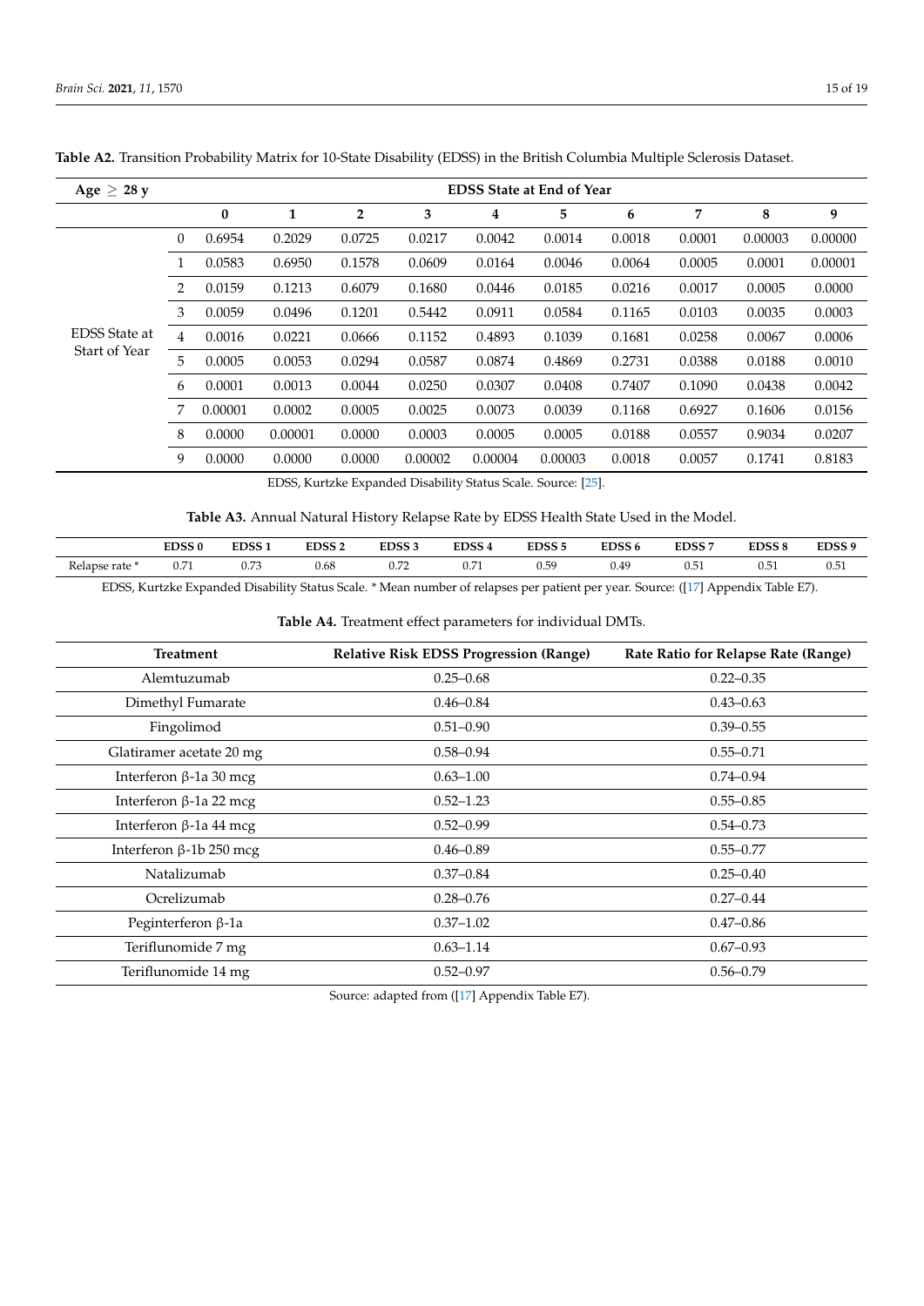**Table A2.** Transition Probability Matrix for 10-State Disability (EDSS) in the British Columbia Multiple Sclerosis Dataset.

| Age ≥ 28 y | | EDSS State at End of Year | | | | | | | | | |
|---|---|---|---|---|---|---|---|---|---|---|---|
| | | **0** | **1** | **2** | **3** | **4** | **5** | **6** | **7** | **8** | **9** |
| EDSS State at Start of Year | 0 | 0.6954 | 0.2029 | 0.0725 | 0.0217 | 0.0042 | 0.0014 | 0.0018 | 0.0001 | 0.00003 | 0.00000 |
| | 1 | 0.0583 | 0.6950 | 0.1578 | 0.0609 | 0.0164 | 0.0046 | 0.0064 | 0.0005 | 0.0001 | 0.00001 |
| | 2 | 0.0159 | 0.1213 | 0.6079 | 0.1680 | 0.0446 | 0.0185 | 0.0216 | 0.0017 | 0.0005 | 0.0000 |
| | 3 | 0.0059 | 0.0496 | 0.1201 | 0.5442 | 0.0911 | 0.0584 | 0.1165 | 0.0103 | 0.0035 | 0.0003 |
| | 4 | 0.0016 | 0.0221 | 0.0666 | 0.1152 | 0.4893 | 0.1039 | 0.1681 | 0.0258 | 0.0067 | 0.0006 |
| | 5 | 0.0005 | 0.0053 | 0.0294 | 0.0587 | 0.0874 | 0.4869 | 0.2731 | 0.0388 | 0.0188 | 0.0010 |
| | 6 | 0.0001 | 0.0013 | 0.0044 | 0.0250 | 0.0307 | 0.0408 | 0.7407 | 0.1090 | 0.0438 | 0.0042 |
| | 7 | 0.00001 | 0.0002 | 0.0005 | 0.0025 | 0.0073 | 0.0039 | 0.1168 | 0.6927 | 0.1606 | 0.0156 |
| | 8 | 0.0000 | 0.00001 | 0.0000 | 0.0003 | 0.0005 | 0.0005 | 0.0188 | 0.0557 | 0.9034 | 0.0207 |
| | 9 | 0.0000 | 0.0000 | 0.0000 | 0.00002 | 0.00004 | 0.00003 | 0.0018 | 0.0057 | 0.1741 | 0.8183 |

EDSS, Kurtzke Expanded Disability Status Scale. Source: [25].

**Table A3.** Annual Natural History Relapse Rate by EDSS Health State Used in the Model.

| | EDSS 0 | EDSS 1 | EDSS 2 | EDSS 3 | EDSS 4 | EDSS 5 | EDSS 6 | EDSS 7 | EDSS 8 | EDSS 9 |
|---|---|---|---|---|---|---|---|---|---|---|
| Relapse rate * | 0.71 | 0.73 | 0.68 | 0.72 | 0.71 | 0.59 | 0.49 | 0.51 | 0.51 | 0.51 |

EDSS, Kurtzke Expanded Disability Status Scale. * Mean number of relapses per patient per year. Source: ([17] Appendix Table E7).

**Table A4.** Treatment effect parameters for individual DMTs.

| Treatment | Relative Risk EDSS Progression (Range) | Rate Ratio for Relapse Rate (Range) |
|---|---|---|
| Alemtuzumab | 0.25–0.68 | 0.22–0.35 |
| Dimethyl Fumarate | 0.46–0.84 | 0.43–0.63 |
| Fingolimod | 0.51–0.90 | 0.39–0.55 |
| Glatiramer acetate 20 mg | 0.58–0.94 | 0.55–0.71 |
| Interferon β-1a 30 mcg | 0.63–1.00 | 0.74–0.94 |
| Interferon β-1a 22 mcg | 0.52–1.23 | 0.55–0.85 |
| Interferon β-1a 44 mcg | 0.52–0.99 | 0.54–0.73 |
| Interferon β-1b 250 mcg | 0.46–0.89 | 0.55–0.77 |
| Natalizumab | 0.37–0.84 | 0.25–0.40 |
| Ocrelizumab | 0.28–0.76 | 0.27–0.44 |
| Peginterferon β-1a | 0.37–1.02 | 0.47–0.86 |
| Teriflunomide 7 mg | 0.63–1.14 | 0.67–0.93 |
| Teriflunomide 14 mg | 0.52–0.97 | 0.56–0.79 |

Source: adapted from ([17] Appendix Table E7).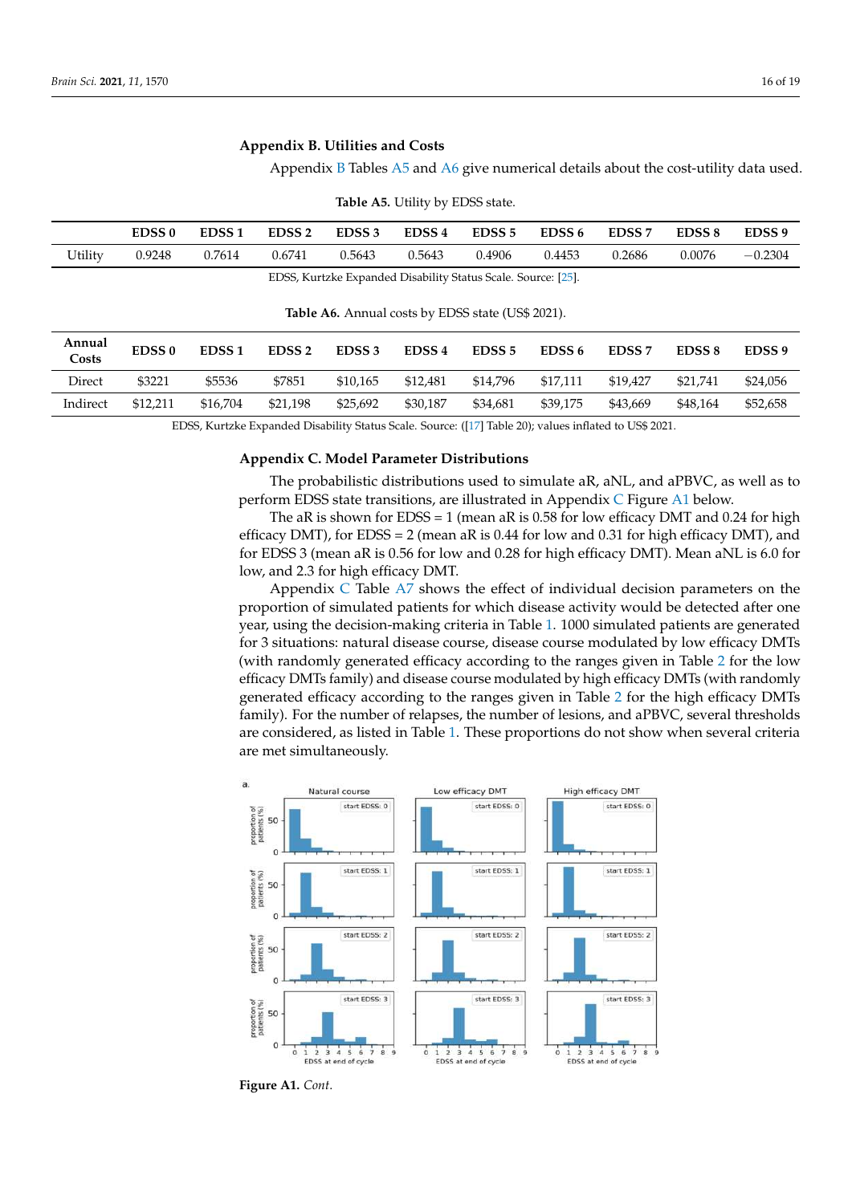## Appendix B. Utilities and Costs

Appendix B Tables A5 and A6 give numerical details about the cost-utility data used.

**Table A5.** Utility by EDSS state.

| | EDSS 0 | EDSS 1 | EDSS 2 | EDSS 3 | EDSS 4 | EDSS 5 | EDSS 6 | EDSS 7 | EDSS 8 | EDSS 9 |
|---|---|---|---|---|---|---|---|---|---|---|
| Utility | 0.9248 | 0.7614 | 0.6741 | 0.5643 | 0.5643 | 0.4906 | 0.4453 | 0.2686 | 0.0076 | −0.2304 |

EDSS, Kurtzke Expanded Disability Status Scale. Source: [25].

**Table A6.** Annual costs by EDSS state (US$ 2021).

| Annual Costs | EDSS 0 | EDSS 1 | EDSS 2 | EDSS 3 | EDSS 4 | EDSS 5 | EDSS 6 | EDSS 7 | EDSS 8 | EDSS 9 |
|---|---|---|---|---|---|---|---|---|---|---|
| Direct | $3221 | $5536 | $7851 | $10,165 | $12,481 | $14,796 | $17,111 | $19,427 | $21,741 | $24,056 |
| Indirect | $12,211 | $16,704 | $21,198 | $25,692 | $30,187 | $34,681 | $39,175 | $43,669 | $48,164 | $52,658 |

EDSS, Kurtzke Expanded Disability Status Scale. Source: ([17] Table 20); values inflated to US$ 2021.

## Appendix C. Model Parameter Distributions

The probabilistic distributions used to simulate aR, aNL, and aPBVC, as well as to perform EDSS state transitions, are illustrated in Appendix C Figure A1 below.

The aR is shown for EDSS = 1 (mean aR is 0.58 for low efficacy DMT and 0.24 for high efficacy DMT), for EDSS = 2 (mean aR is 0.44 for low and 0.31 for high efficacy DMT), and for EDSS 3 (mean aR is 0.56 for low and 0.28 for high efficacy DMT). Mean aNL is 6.0 for low, and 2.3 for high efficacy DMT.

Appendix C Table A7 shows the effect of individual decision parameters on the proportion of simulated patients for which disease activity would be detected after one year, using the decision-making criteria in Table 1. 1000 simulated patients are generated for 3 situations: natural disease course, disease course modulated by low efficacy DMTs (with randomly generated efficacy according to the ranges given in Table 2 for the low efficacy DMTs family) and disease course modulated by high efficacy DMTs (with randomly generated efficacy according to the ranges given in Table 2 for the high efficacy DMTs family). For the number of relapses, the number of lesions, and aPBVC, several thresholds are considered, as listed in Table 1. These proportions do not show when several criteria are met simultaneously.

**Figure A1.** *Cont.*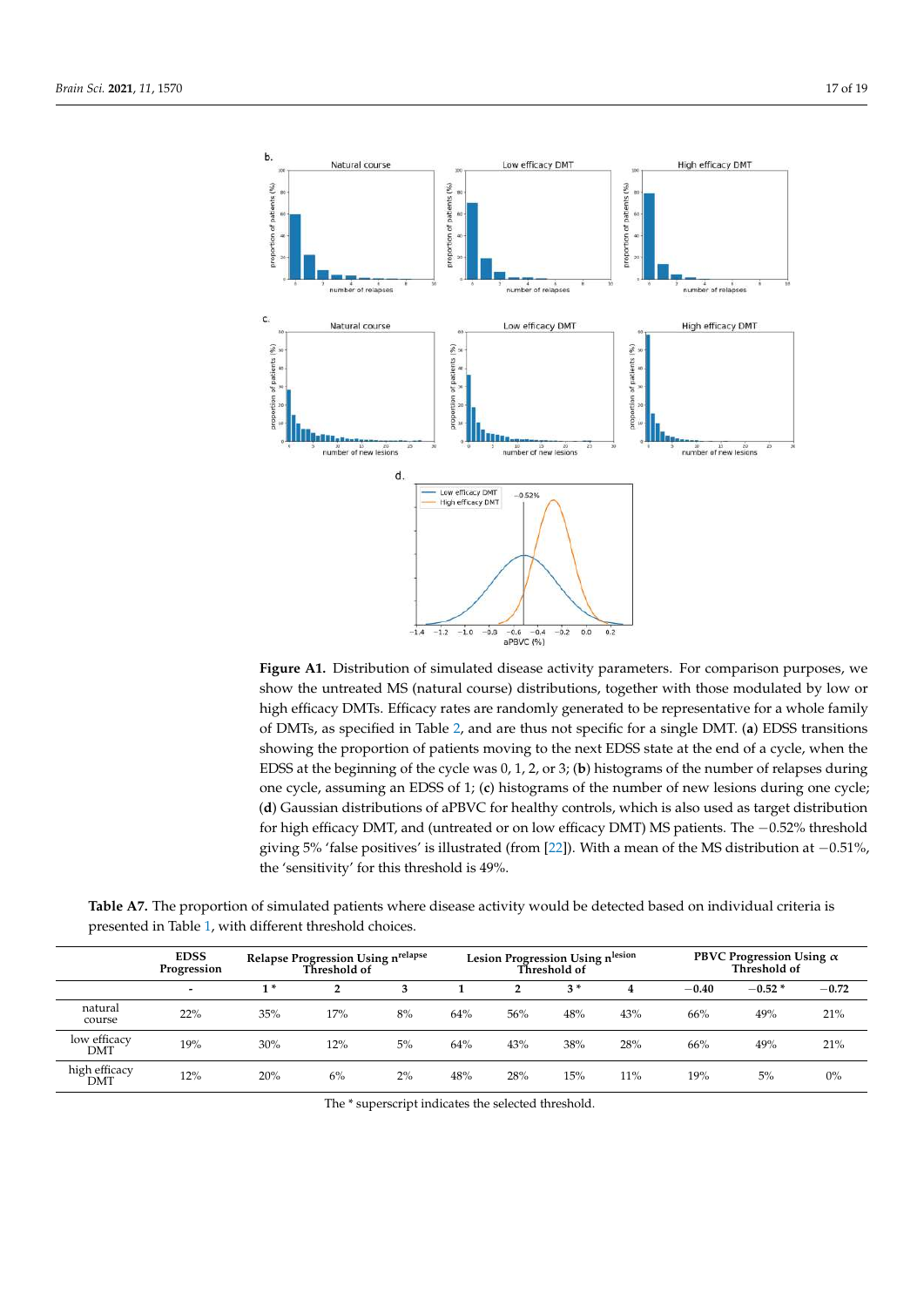**Figure A1.** Distribution of simulated disease activity parameters. For comparison purposes, we show the untreated MS (natural course) distributions, together with those modulated by low or high efficacy DMTs. Efficacy rates are randomly generated to be representative for a whole family of DMTs, as specified in Table 2, and are thus not specific for a single DMT. (**a**) EDSS transitions showing the proportion of patients moving to the next EDSS state at the end of a cycle, when the EDSS at the beginning of the cycle was 0, 1, 2, or 3; (**b**) histograms of the number of relapses during one cycle, assuming an EDSS of 1; (**c**) histograms of the number of new lesions during one cycle; (**d**) Gaussian distributions of aPBVC for healthy controls, which is also used as target distribution for high efficacy DMT, and (untreated or on low efficacy DMT) MS patients. The −0.52% threshold giving 5% 'false positives' is illustrated (from [22]). With a mean of the MS distribution at −0.51%, the 'sensitivity' for this threshold is 49%.

**Table A7.** The proportion of simulated patients where disease activity would be detected based on individual criteria is presented in Table 1, with different threshold choices.

| | EDSS Progression | Relapse Progression Using $n^{relapse}$ Threshold of | | | Lesion Progression Using $n^{lesion}$ Threshold of | | | | PBVC Progression Using $\alpha$ Threshold of | | |
|---|---|---|---|---|---|---|---|---|---|---|---|
| | - | 1 * | 2 | 3 | 1 | 2 | 3 * | 4 | −0.40 | −0.52 * | −0.72 |
| natural course | 22% | 35% | 17% | 8% | 64% | 56% | 48% | 43% | 66% | 49% | 21% |
| low efficacy DMT | 19% | 30% | 12% | 5% | 64% | 43% | 38% | 28% | 66% | 49% | 21% |
| high efficacy DMT | 12% | 20% | 6% | 2% | 48% | 28% | 15% | 11% | 19% | 5% | 0% |

The * superscript indicates the selected threshold.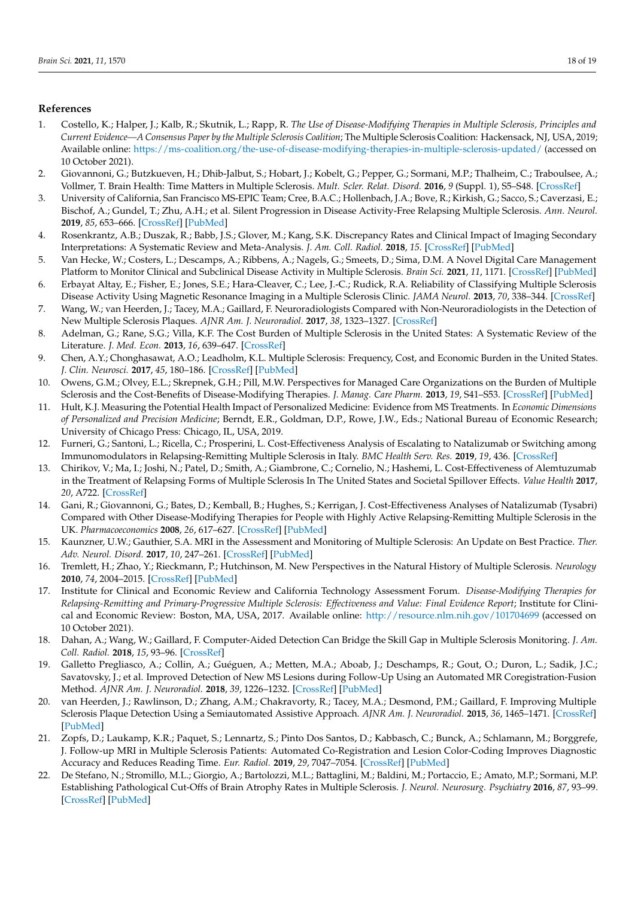## References

1. Costello, K.; Halper, J.; Kalb, R.; Skutnik, L.; Rapp, R. *The Use of Disease-Modifying Therapies in Multiple Sclerosis, Principles and Current Evidence—A Consensus Paper by the Multiple Sclerosis Coalition*; The Multiple Sclerosis Coalition: Hackensack, NJ, USA, 2019; Available online: https://ms-coalition.org/the-use-of-disease-modifying-therapies-in-multiple-sclerosis-updated/ (accessed on 10 October 2021).
2. Giovannoni, G.; Butzkueven, H.; Dhib-Jalbut, S.; Hobart, J.; Kobelt, G.; Pepper, G.; Sormani, M.P.; Thalheim, C.; Traboulsee, A.; Vollmer, T. Brain Health: Time Matters in Multiple Sclerosis. *Mult. Scler. Relat. Disord.* **2016**, *9* (Suppl. 1), S5–S48. [CrossRef]
3. University of California, San Francisco MS-EPIC Team; Cree, B.A.C.; Hollenbach, J.A.; Bove, R.; Kirkish, G.; Sacco, S.; Caverzasi, E.; Bischof, A.; Gundel, T.; Zhu, A.H.; et al. Silent Progression in Disease Activity-Free Relapsing Multiple Sclerosis. *Ann. Neurol.* **2019**, *85*, 653–666. [CrossRef] [PubMed]
4. Rosenkrantz, A.B.; Duszak, R.; Babb, J.S.; Glover, M.; Kang, S.K. Discrepancy Rates and Clinical Impact of Imaging Secondary Interpretations: A Systematic Review and Meta-Analysis. *J. Am. Coll. Radiol.* **2018**, *15*. [CrossRef] [PubMed]
5. Van Hecke, W.; Costers, L.; Descamps, A.; Ribbens, A.; Nagels, G.; Smeets, D.; Sima, D.M. A Novel Digital Care Management Platform to Monitor Clinical and Subclinical Disease Activity in Multiple Sclerosis. *Brain Sci.* **2021**, *11*, 1171. [CrossRef] [PubMed]
6. Erbayat Altay, E.; Fisher, E.; Jones, S.E.; Hara-Cleaver, C.; Lee, J.-C.; Rudick, R.A. Reliability of Classifying Multiple Sclerosis Disease Activity Using Magnetic Resonance Imaging in a Multiple Sclerosis Clinic. *JAMA Neurol.* **2013**, *70*, 338–344. [CrossRef]
7. Wang, W.; van Heerden, J.; Tacey, M.A.; Gaillard, F. Neuroradiologists Compared with Non-Neuroradiologists in the Detection of New Multiple Sclerosis Plaques. *AJNR Am. J. Neuroradiol.* **2017**, *38*, 1323–1327. [CrossRef]
8. Adelman, G.; Rane, S.G.; Villa, K.F. The Cost Burden of Multiple Sclerosis in the United States: A Systematic Review of the Literature. *J. Med. Econ.* **2013**, *16*, 639–647. [CrossRef]
9. Chen, A.Y.; Chonghasawat, A.O.; Leadholm, K.L. Multiple Sclerosis: Frequency, Cost, and Economic Burden in the United States. *J. Clin. Neurosci.* **2017**, *45*, 180–186. [CrossRef] [PubMed]
10. Owens, G.M.; Olvey, E.L.; Skrepnek, G.H.; Pill, M.W. Perspectives for Managed Care Organizations on the Burden of Multiple Sclerosis and the Cost-Benefits of Disease-Modifying Therapies. *J. Manag. Care Pharm.* **2013**, *19*, S41–S53. [CrossRef] [PubMed]
11. Hult, K.J. Measuring the Potential Health Impact of Personalized Medicine: Evidence from MS Treatments. In *Economic Dimensions of Personalized and Precision Medicine*; Berndt, E.R., Goldman, D.P., Rowe, J.W., Eds.; National Bureau of Economic Research; University of Chicago Press: Chicago, IL, USA, 2019.
12. Furneri, G.; Santoni, L.; Ricella, C.; Prosperini, L. Cost-Effectiveness Analysis of Escalating to Natalizumab or Switching among Immunomodulators in Relapsing-Remitting Multiple Sclerosis in Italy. *BMC Health Serv. Res.* **2019**, *19*, 436. [CrossRef]
13. Chirikov, V.; Ma, I.; Joshi, N.; Patel, D.; Smith, A.; Giambrone, C.; Cornelio, N.; Hashemi, L. Cost-Effectiveness of Alemtuzumab in the Treatment of Relapsing Forms of Multiple Sclerosis In The United States and Societal Spillover Effects. *Value Health* **2017**, *20*, A722. [CrossRef]
14. Gani, R.; Giovannoni, G.; Bates, D.; Kemball, B.; Hughes, S.; Kerrigan, J. Cost-Effectiveness Analyses of Natalizumab (Tysabri) Compared with Other Disease-Modifying Therapies for People with Highly Active Relapsing-Remitting Multiple Sclerosis in the UK. *Pharmacoeconomics* **2008**, *26*, 617–627. [CrossRef] [PubMed]
15. Kaunzner, U.W.; Gauthier, S.A. MRI in the Assessment and Monitoring of Multiple Sclerosis: An Update on Best Practice. *Ther. Adv. Neurol. Disord.* **2017**, *10*, 247–261. [CrossRef] [PubMed]
16. Tremlett, H.; Zhao, Y.; Rieckmann, P.; Hutchinson, M. New Perspectives in the Natural History of Multiple Sclerosis. *Neurology* **2010**, *74*, 2004–2015. [CrossRef] [PubMed]
17. Institute for Clinical and Economic Review and California Technology Assessment Forum. *Disease-Modifying Therapies for Relapsing-Remitting and Primary-Progressive Multiple Sclerosis: Effectiveness and Value: Final Evidence Report*; Institute for Clinical and Economic Review: Boston, MA, USA, 2017. Available online: http://resource.nlm.nih.gov/101704699 (accessed on 10 October 2021).
18. Dahan, A.; Wang, W.; Gaillard, F. Computer-Aided Detection Can Bridge the Skill Gap in Multiple Sclerosis Monitoring. *J. Am. Coll. Radiol.* **2018**, *15*, 93–96. [CrossRef]
19. Galletto Pregliasco, A.; Collin, A.; Guéguen, A.; Metten, M.A.; Aboab, J.; Deschamps, R.; Gout, O.; Duron, L.; Sadik, J.C.; Savatovsky, J.; et al. Improved Detection of New MS Lesions during Follow-Up Using an Automated MR Coregistration-Fusion Method. *AJNR Am. J. Neuroradiol.* **2018**, *39*, 1226–1232. [CrossRef] [PubMed]
20. van Heerden, J.; Rawlinson, D.; Zhang, A.M.; Chakravorty, R.; Tacey, M.A.; Desmond, P.M.; Gaillard, F. Improving Multiple Sclerosis Plaque Detection Using a Semiautomated Assistive Approach. *AJNR Am. J. Neuroradiol.* **2015**, *36*, 1465–1471. [CrossRef] [PubMed]
21. Zopfs, D.; Laukamp, K.R.; Paquet, S.; Lennartz, S.; Pinto Dos Santos, D.; Kabbasch, C.; Bunck, A.; Schlamann, M.; Borggrefe, J. Follow-up MRI in Multiple Sclerosis Patients: Automated Co-Registration and Lesion Color-Coding Improves Diagnostic Accuracy and Reduces Reading Time. *Eur. Radiol.* **2019**, *29*, 7047–7054. [CrossRef] [PubMed]
22. De Stefano, N.; Stromillo, M.L.; Giorgio, A.; Bartolozzi, M.L.; Battaglini, M.; Baldini, M.; Portaccio, E.; Amato, M.P.; Sormani, M.P. Establishing Pathological Cut-Offs of Brain Atrophy Rates in Multiple Sclerosis. *J. Neurol. Neurosurg. Psychiatry* **2016**, *87*, 93–99. [CrossRef] [PubMed]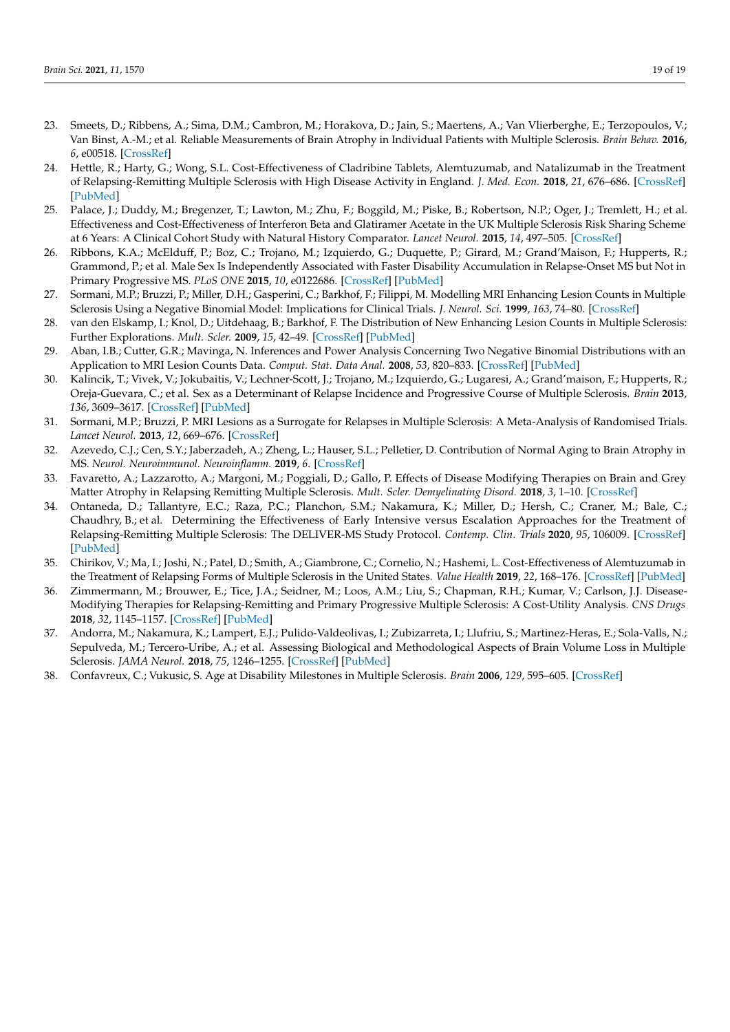23. Smeets, D.; Ribbens, A.; Sima, D.M.; Cambron, M.; Horakova, D.; Jain, S.; Maertens, A.; Van Vlierberghe, E.; Terzopoulos, V.; Van Binst, A.-M.; et al. Reliable Measurements of Brain Atrophy in Individual Patients with Multiple Sclerosis. *Brain Behav.* **2016**, *6*, e00518. [CrossRef]
24. Hettle, R.; Harty, G.; Wong, S.L. Cost-Effectiveness of Cladribine Tablets, Alemtuzumab, and Natalizumab in the Treatment of Relapsing-Remitting Multiple Sclerosis with High Disease Activity in England. *J. Med. Econ.* **2018**, *21*, 676–686. [CrossRef] [PubMed]
25. Palace, J.; Duddy, M.; Bregenzer, T.; Lawton, M.; Zhu, F.; Boggild, M.; Piske, B.; Robertson, N.P.; Oger, J.; Tremlett, H.; et al. Effectiveness and Cost-Effectiveness of Interferon Beta and Glatiramer Acetate in the UK Multiple Sclerosis Risk Sharing Scheme at 6 Years: A Clinical Cohort Study with Natural History Comparator. *Lancet Neurol.* **2015**, *14*, 497–505. [CrossRef]
26. Ribbons, K.A.; McElduff, P.; Boz, C.; Trojano, M.; Izquierdo, G.; Duquette, P.; Girard, M.; Grand'Maison, F.; Hupperts, R.; Grammond, P.; et al. Male Sex Is Independently Associated with Faster Disability Accumulation in Relapse-Onset MS but Not in Primary Progressive MS. *PLoS ONE* **2015**, *10*, e0122686. [CrossRef] [PubMed]
27. Sormani, M.P.; Bruzzi, P.; Miller, D.H.; Gasperini, C.; Barkhof, F.; Filippi, M. Modelling MRI Enhancing Lesion Counts in Multiple Sclerosis Using a Negative Binomial Model: Implications for Clinical Trials. *J. Neurol. Sci.* **1999**, *163*, 74–80. [CrossRef]
28. van den Elskamp, I.; Knol, D.; Uitdehaag, B.; Barkhof, F. The Distribution of New Enhancing Lesion Counts in Multiple Sclerosis: Further Explorations. *Mult. Scler.* **2009**, *15*, 42–49. [CrossRef] [PubMed]
29. Aban, I.B.; Cutter, G.R.; Mavinga, N. Inferences and Power Analysis Concerning Two Negative Binomial Distributions with an Application to MRI Lesion Counts Data. *Comput. Stat. Data Anal.* **2008**, *53*, 820–833. [CrossRef] [PubMed]
30. Kalincik, T.; Vivek, V.; Jokubaitis, V.; Lechner-Scott, J.; Trojano, M.; Izquierdo, G.; Lugaresi, A.; Grand'maison, F.; Hupperts, R.; Oreja-Guevara, C.; et al. Sex as a Determinant of Relapse Incidence and Progressive Course of Multiple Sclerosis. *Brain* **2013**, *136*, 3609–3617. [CrossRef] [PubMed]
31. Sormani, M.P.; Bruzzi, P. MRI Lesions as a Surrogate for Relapses in Multiple Sclerosis: A Meta-Analysis of Randomised Trials. *Lancet Neurol.* **2013**, *12*, 669–676. [CrossRef]
32. Azevedo, C.J.; Cen, S.Y.; Jaberzadeh, A.; Zheng, L.; Hauser, S.L.; Pelletier, D. Contribution of Normal Aging to Brain Atrophy in MS. *Neurol. Neuroimmunol. Neuroinflamm.* **2019**, *6*. [CrossRef]
33. Favaretto, A.; Lazzarotto, A.; Margoni, M.; Poggiali, D.; Gallo, P. Effects of Disease Modifying Therapies on Brain and Grey Matter Atrophy in Relapsing Remitting Multiple Sclerosis. *Mult. Scler. Demyelinating Disord.* **2018**, *3*, 1–10. [CrossRef]
34. Ontaneda, D.; Tallantyre, E.C.; Raza, P.C.; Planchon, S.M.; Nakamura, K.; Miller, D.; Hersh, C.; Craner, M.; Bale, C.; Chaudhry, B.; et al. Determining the Effectiveness of Early Intensive versus Escalation Approaches for the Treatment of Relapsing-Remitting Multiple Sclerosis: The DELIVER-MS Study Protocol. *Contemp. Clin. Trials* **2020**, *95*, 106009. [CrossRef] [PubMed]
35. Chirikov, V.; Ma, I.; Joshi, N.; Patel, D.; Smith, A.; Giambrone, C.; Cornelio, N.; Hashemi, L. Cost-Effectiveness of Alemtuzumab in the Treatment of Relapsing Forms of Multiple Sclerosis in the United States. *Value Health* **2019**, *22*, 168–176. [CrossRef] [PubMed]
36. Zimmermann, M.; Brouwer, E.; Tice, J.A.; Seidner, M.; Loos, A.M.; Liu, S.; Chapman, R.H.; Kumar, V.; Carlson, J.J. Disease-Modifying Therapies for Relapsing-Remitting and Primary Progressive Multiple Sclerosis: A Cost-Utility Analysis. *CNS Drugs* **2018**, *32*, 1145–1157. [CrossRef] [PubMed]
37. Andorra, M.; Nakamura, K.; Lampert, E.J.; Pulido-Valdeolivas, I.; Zubizarreta, I.; Llufriu, S.; Martinez-Heras, E.; Sola-Valls, N.; Sepulveda, M.; Tercero-Uribe, A.; et al. Assessing Biological and Methodological Aspects of Brain Volume Loss in Multiple Sclerosis. *JAMA Neurol.* **2018**, *75*, 1246–1255. [CrossRef] [PubMed]
38. Confavreux, C.; Vukusic, S. Age at Disability Milestones in Multiple Sclerosis. *Brain* **2006**, *129*, 595–605. [CrossRef]